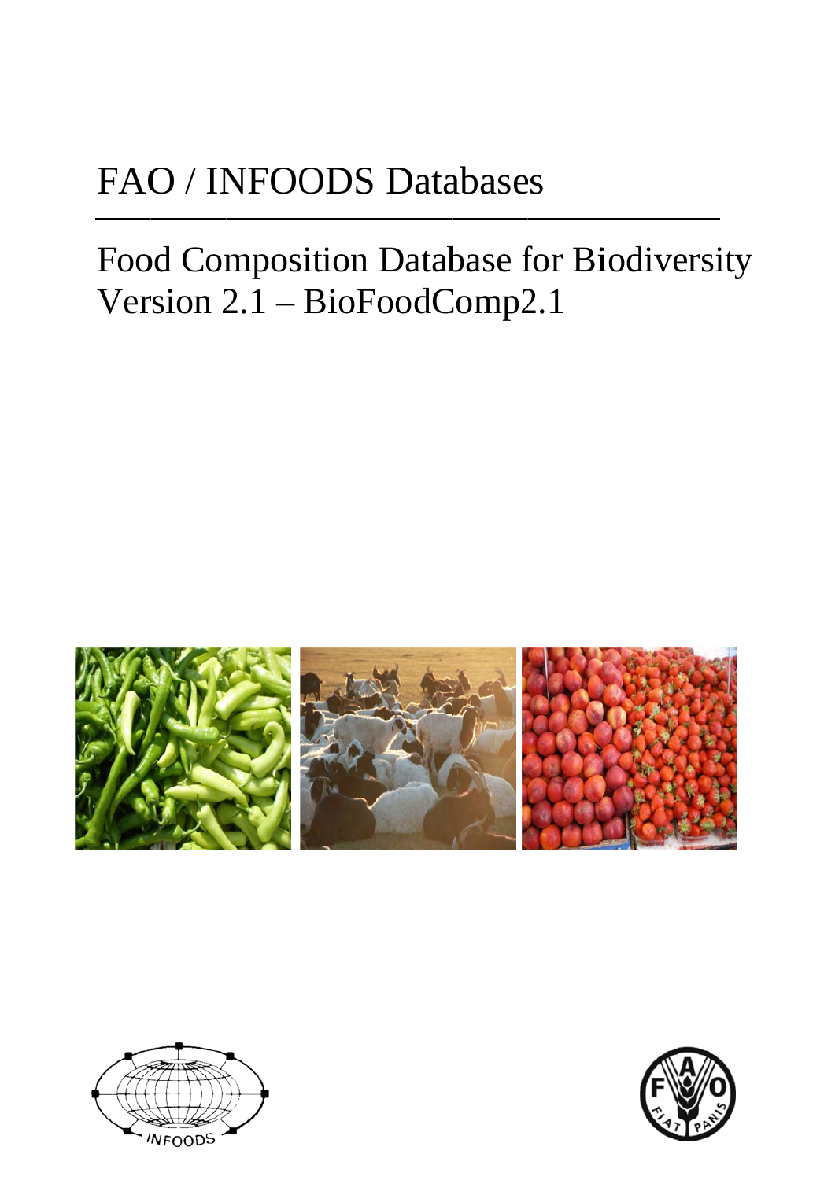# FAO / INFOODS Databases

## Food Composition Database for Biodiversity Version 2.1 – BioFoodComp2.1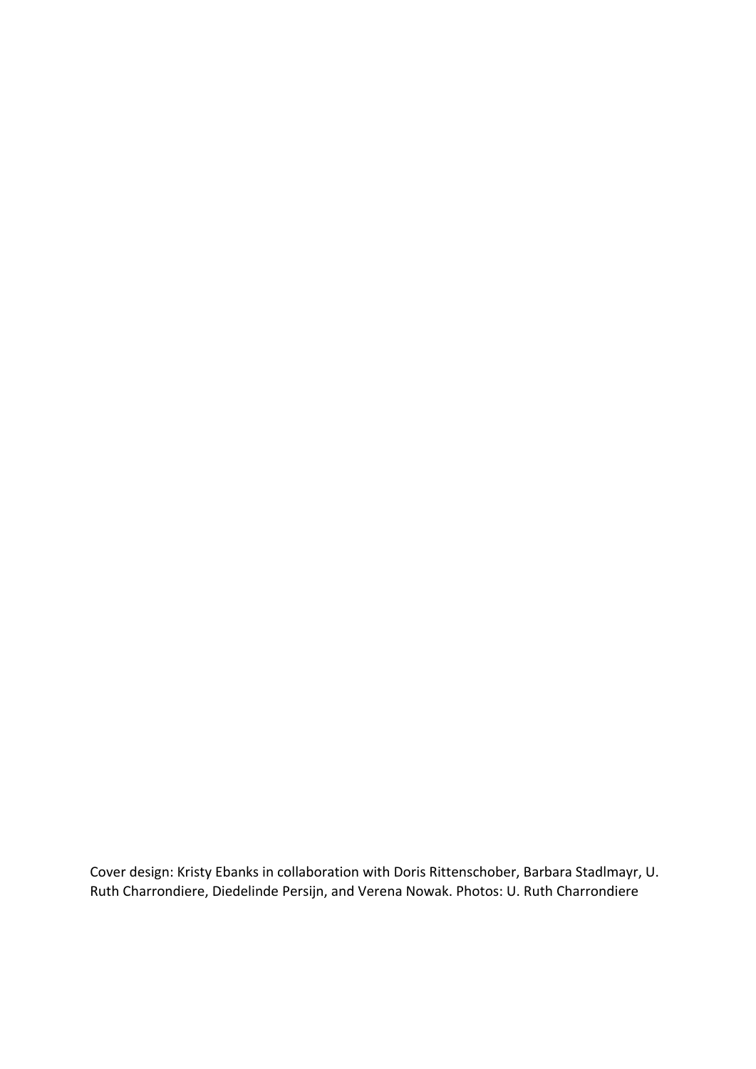Cover design: Kristy Ebanks in collaboration with Doris Rittenschober, Barbara Stadlmayr, U. Ruth Charrondiere, Diedelinde Persijn, and Verena Nowak. Photos: U. Ruth Charrondiere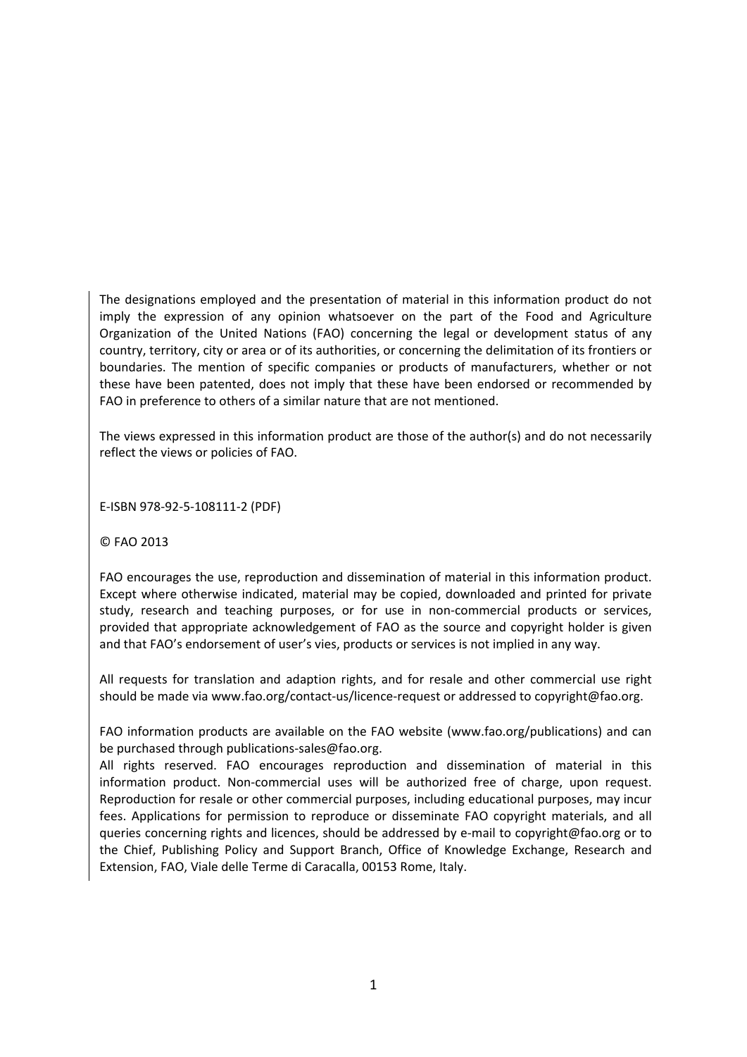The designations employed and the presentation of material in this information product do not imply the expression of any opinion whatsoever on the part of the Food and Agriculture Organization of the United Nations (FAO) concerning the legal or development status of any country, territory, city or area or of its authorities, or concerning the delimitation of its frontiers or boundaries. The mention of specific companies or products of manufacturers, whether or not these have been patented, does not imply that these have been endorsed or recommended by FAO in preference to others of a similar nature that are not mentioned.

The views expressed in this information product are those of the author(s) and do not necessarily reflect the views or policies of FAO.

E-ISBN 978-92-5-108111-2 (PDF)

© FAO 2013

FAO encourages the use, reproduction and dissemination of material in this information product. Except where otherwise indicated, material may be copied, downloaded and printed for private study, research and teaching purposes, or for use in non-commercial products or services, provided that appropriate acknowledgement of FAO as the source and copyright holder is given and that FAO's endorsement of user's vies, products or services is not implied in any way.

All requests for translation and adaption rights, and for resale and other commercial use right should be made via www.fao.org/contact-us/licence-request or addressed to copyright@fao.org.

FAO information products are available on the FAO website (www.fao.org/publications) and can be purchased through publications-sales@fao.org.
All rights reserved. FAO encourages reproduction and dissemination of material in this information product. Non-commercial uses will be authorized free of charge, upon request. Reproduction for resale or other commercial purposes, including educational purposes, may incur fees. Applications for permission to reproduce or disseminate FAO copyright materials, and all queries concerning rights and licences, should be addressed by e-mail to copyright@fao.org or to the Chief, Publishing Policy and Support Branch, Office of Knowledge Exchange, Research and Extension, FAO, Viale delle Terme di Caracalla, 00153 Rome, Italy.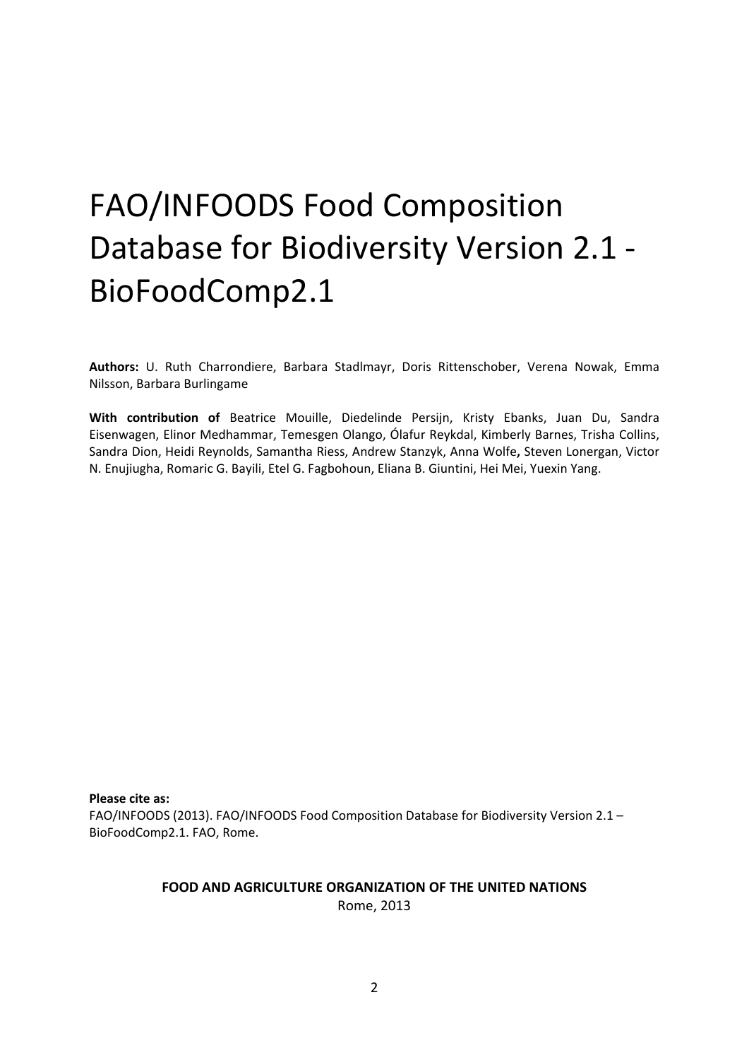# FAO/INFOODS Food Composition Database for Biodiversity Version 2.1 - BioFoodComp2.1

**Authors:** U. Ruth Charrondiere, Barbara Stadlmayr, Doris Rittenschober, Verena Nowak, Emma Nilsson, Barbara Burlingame

**With contribution of** Beatrice Mouille, Diedelinde Persijn, Kristy Ebanks, Juan Du, Sandra Eisenwagen, Elinor Medhammar, Temesgen Olango, Ólafur Reykdal, Kimberly Barnes, Trisha Collins, Sandra Dion, Heidi Reynolds, Samantha Riess, Andrew Stanzyk, Anna Wolfe**,** Steven Lonergan, Victor N. Enujiugha, Romaric G. Bayili, Etel G. Fagbohoun, Eliana B. Giuntini, Hei Mei, Yuexin Yang.

**Please cite as:**
FAO/INFOODS (2013). FAO/INFOODS Food Composition Database for Biodiversity Version 2.1 – BioFoodComp2.1. FAO, Rome.

**FOOD AND AGRICULTURE ORGANIZATION OF THE UNITED NATIONS**
Rome, 2013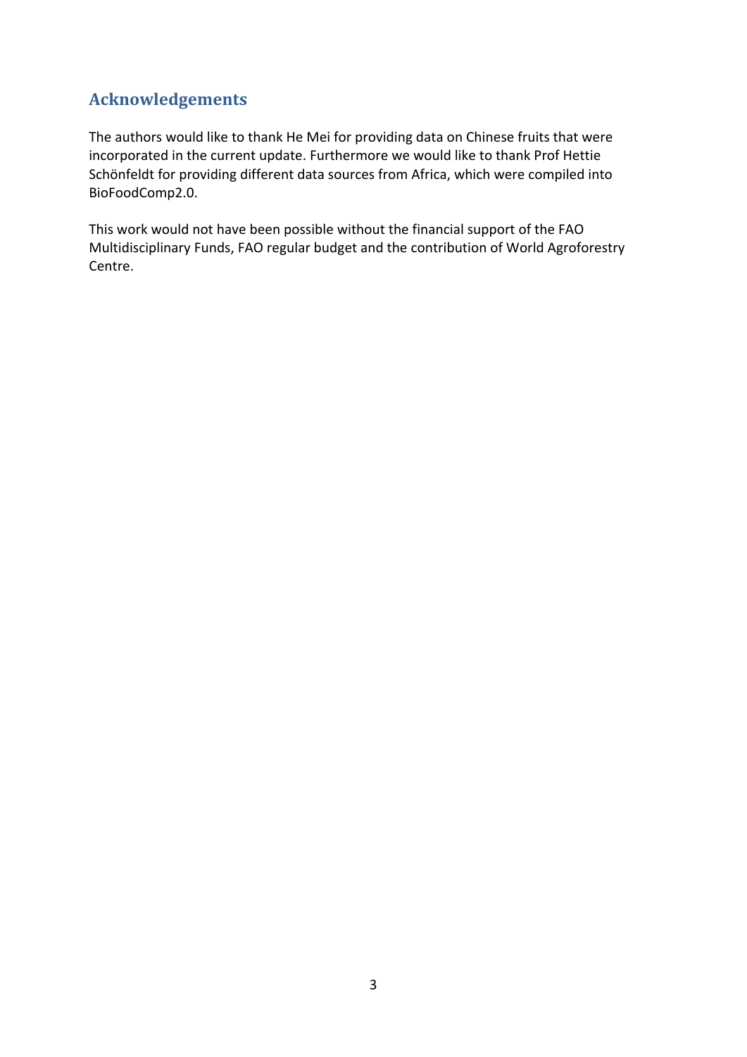## Acknowledgements

The authors would like to thank He Mei for providing data on Chinese fruits that were incorporated in the current update. Furthermore we would like to thank Prof Hettie Schönfeldt for providing different data sources from Africa, which were compiled into BioFoodComp2.0.

This work would not have been possible without the financial support of the FAO Multidisciplinary Funds, FAO regular budget and the contribution of World Agroforestry Centre.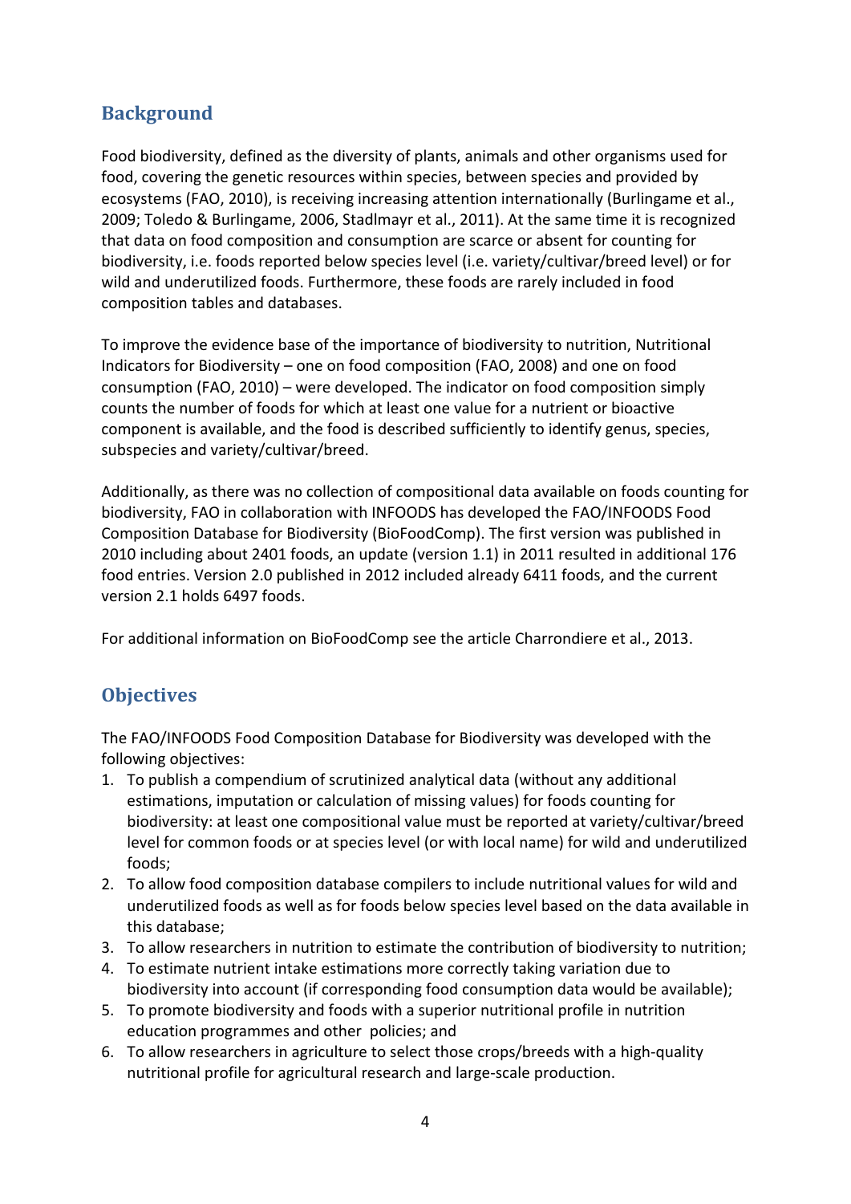## Background

Food biodiversity, defined as the diversity of plants, animals and other organisms used for food, covering the genetic resources within species, between species and provided by ecosystems (FAO, 2010), is receiving increasing attention internationally (Burlingame et al., 2009; Toledo & Burlingame, 2006, Stadlmayr et al., 2011). At the same time it is recognized that data on food composition and consumption are scarce or absent for counting for biodiversity, i.e. foods reported below species level (i.e. variety/cultivar/breed level) or for wild and underutilized foods. Furthermore, these foods are rarely included in food composition tables and databases.

To improve the evidence base of the importance of biodiversity to nutrition, Nutritional Indicators for Biodiversity – one on food composition (FAO, 2008) and one on food consumption (FAO, 2010) – were developed. The indicator on food composition simply counts the number of foods for which at least one value for a nutrient or bioactive component is available, and the food is described sufficiently to identify genus, species, subspecies and variety/cultivar/breed.

Additionally, as there was no collection of compositional data available on foods counting for biodiversity, FAO in collaboration with INFOODS has developed the FAO/INFOODS Food Composition Database for Biodiversity (BioFoodComp). The first version was published in 2010 including about 2401 foods, an update (version 1.1) in 2011 resulted in additional 176 food entries. Version 2.0 published in 2012 included already 6411 foods, and the current version 2.1 holds 6497 foods.

For additional information on BioFoodComp see the article Charrondiere et al., 2013.

## Objectives

The FAO/INFOODS Food Composition Database for Biodiversity was developed with the following objectives:

1. To publish a compendium of scrutinized analytical data (without any additional estimations, imputation or calculation of missing values) for foods counting for biodiversity: at least one compositional value must be reported at variety/cultivar/breed level for common foods or at species level (or with local name) for wild and underutilized foods;
2. To allow food composition database compilers to include nutritional values for wild and underutilized foods as well as for foods below species level based on the data available in this database;
3. To allow researchers in nutrition to estimate the contribution of biodiversity to nutrition;
4. To estimate nutrient intake estimations more correctly taking variation due to biodiversity into account (if corresponding food consumption data would be available);
5. To promote biodiversity and foods with a superior nutritional profile in nutrition education programmes and other policies; and
6. To allow researchers in agriculture to select those crops/breeds with a high-quality nutritional profile for agricultural research and large-scale production.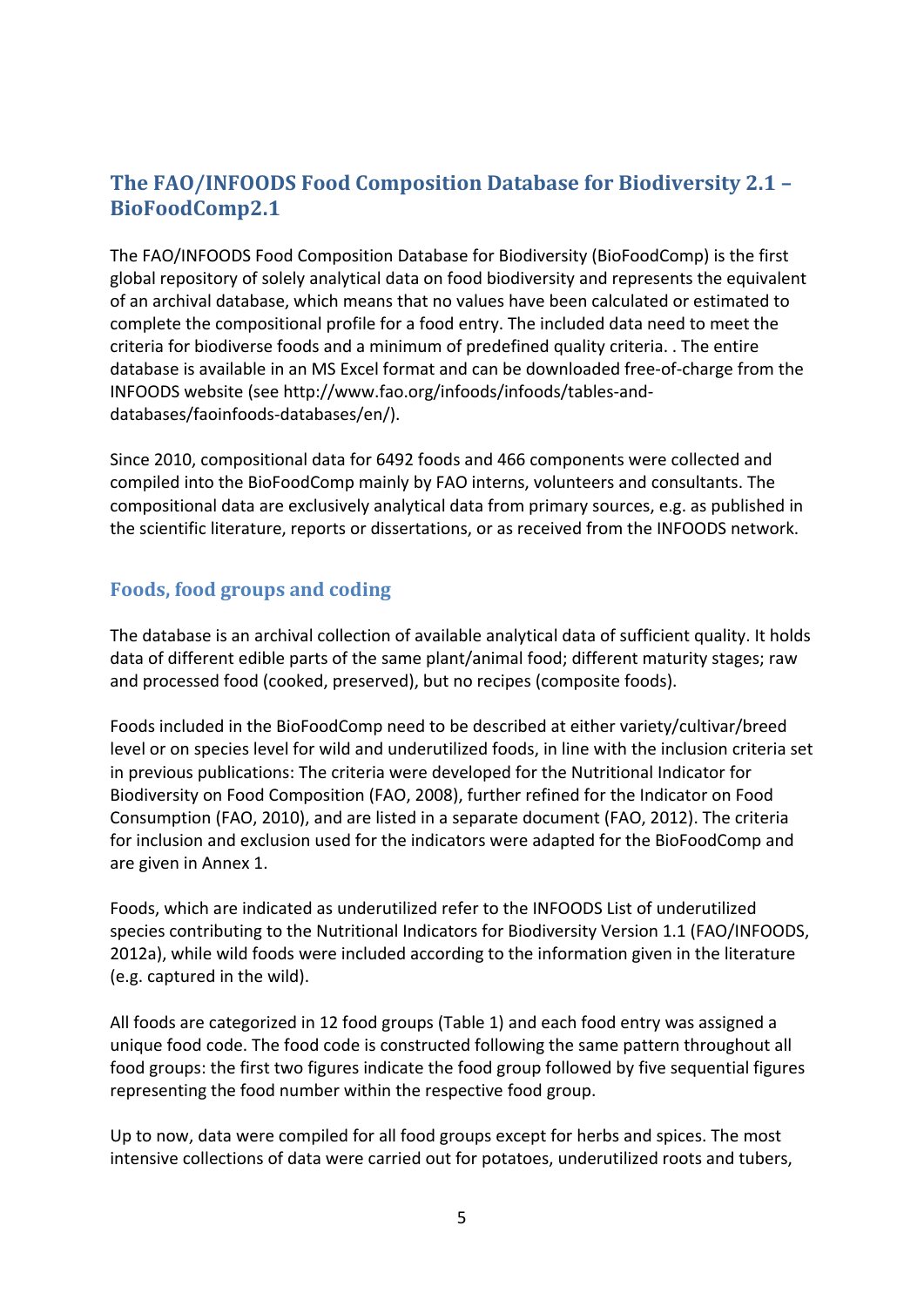## The FAO/INFOODS Food Composition Database for Biodiversity 2.1 – BioFoodComp2.1

The FAO/INFOODS Food Composition Database for Biodiversity (BioFoodComp) is the first global repository of solely analytical data on food biodiversity and represents the equivalent of an archival database, which means that no values have been calculated or estimated to complete the compositional profile for a food entry. The included data need to meet the criteria for biodiverse foods and a minimum of predefined quality criteria. . The entire database is available in an MS Excel format and can be downloaded free-of-charge from the INFOODS website (see http://www.fao.org/infoods/infoods/tables-and-databases/faoinfoods-databases/en/).

Since 2010, compositional data for 6492 foods and 466 components were collected and compiled into the BioFoodComp mainly by FAO interns, volunteers and consultants. The compositional data are exclusively analytical data from primary sources, e.g. as published in the scientific literature, reports or dissertations, or as received from the INFOODS network.

### Foods, food groups and coding

The database is an archival collection of available analytical data of sufficient quality. It holds data of different edible parts of the same plant/animal food; different maturity stages; raw and processed food (cooked, preserved), but no recipes (composite foods).

Foods included in the BioFoodComp need to be described at either variety/cultivar/breed level or on species level for wild and underutilized foods, in line with the inclusion criteria set in previous publications: The criteria were developed for the Nutritional Indicator for Biodiversity on Food Composition (FAO, 2008), further refined for the Indicator on Food Consumption (FAO, 2010), and are listed in a separate document (FAO, 2012). The criteria for inclusion and exclusion used for the indicators were adapted for the BioFoodComp and are given in Annex 1.

Foods, which are indicated as underutilized refer to the INFOODS List of underutilized species contributing to the Nutritional Indicators for Biodiversity Version 1.1 (FAO/INFOODS, 2012a), while wild foods were included according to the information given in the literature (e.g. captured in the wild).

All foods are categorized in 12 food groups (Table 1) and each food entry was assigned a unique food code. The food code is constructed following the same pattern throughout all food groups: the first two figures indicate the food group followed by five sequential figures representing the food number within the respective food group.

Up to now, data were compiled for all food groups except for herbs and spices. The most intensive collections of data were carried out for potatoes, underutilized roots and tubers,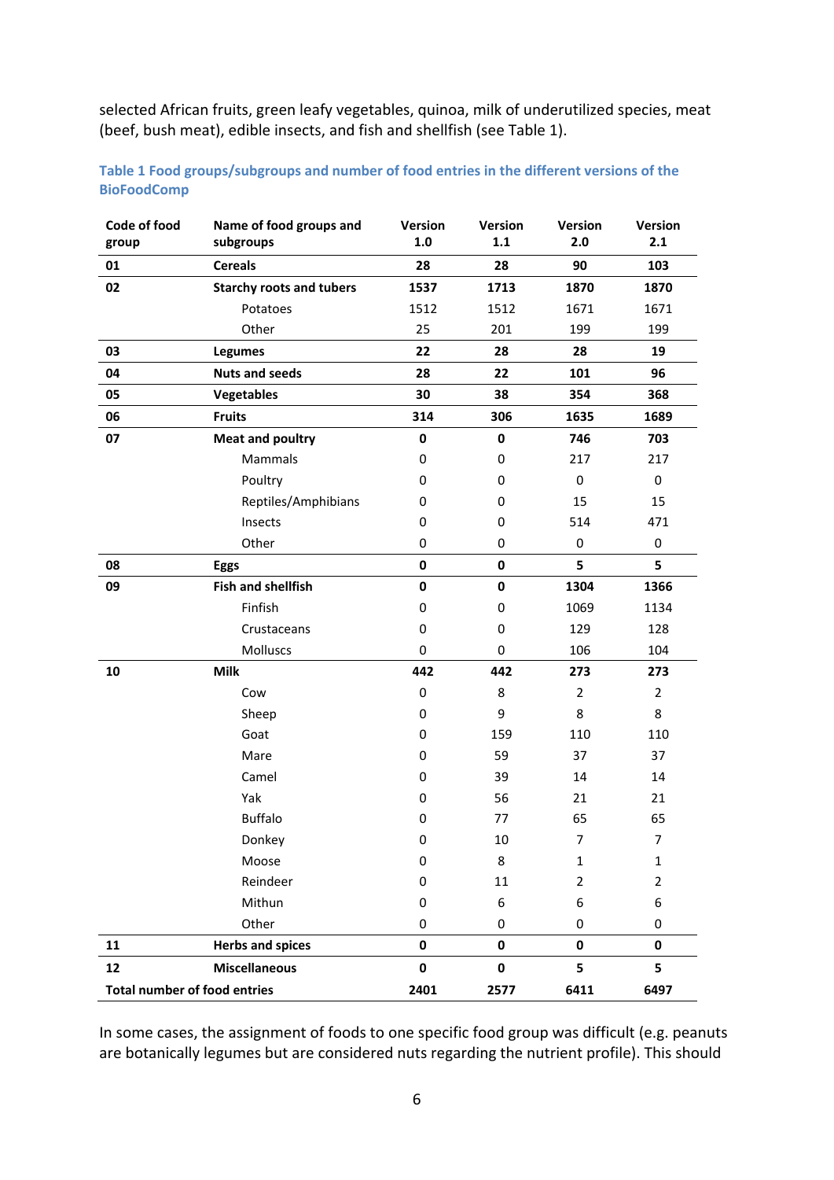selected African fruits, green leafy vegetables, quinoa, milk of underutilized species, meat (beef, bush meat), edible insects, and fish and shellfish (see Table 1).

**Table 1 Food groups/subgroups and number of food entries in the different versions of the BioFoodComp**

| Code of food group | Name of food groups and subgroups | Version 1.0 | Version 1.1 | Version 2.0 | Version 2.1 |
|---|---|---|---|---|---|
| **01** | **Cereals** | **28** | **28** | **90** | **103** |
| **02** | **Starchy roots and tubers** | **1537** | **1713** | **1870** | **1870** |
| | Potatoes | 1512 | 1512 | 1671 | 1671 |
| | Other | 25 | 201 | 199 | 199 |
| **03** | **Legumes** | **22** | **28** | **28** | **19** |
| **04** | **Nuts and seeds** | **28** | **22** | **101** | **96** |
| **05** | **Vegetables** | **30** | **38** | **354** | **368** |
| **06** | **Fruits** | **314** | **306** | **1635** | **1689** |
| **07** | **Meat and poultry** | **0** | **0** | **746** | **703** |
| | Mammals | 0 | 0 | 217 | 217 |
| | Poultry | 0 | 0 | 0 | 0 |
| | Reptiles/Amphibians | 0 | 0 | 15 | 15 |
| | Insects | 0 | 0 | 514 | 471 |
| | Other | 0 | 0 | 0 | 0 |
| **08** | **Eggs** | **0** | **0** | **5** | **5** |
| **09** | **Fish and shellfish** | **0** | **0** | **1304** | **1366** |
| | Finfish | 0 | 0 | 1069 | 1134 |
| | Crustaceans | 0 | 0 | 129 | 128 |
| | Molluscs | 0 | 0 | 106 | 104 |
| **10** | **Milk** | **442** | **442** | **273** | **273** |
| | Cow | 0 | 8 | 2 | 2 |
| | Sheep | 0 | 9 | 8 | 8 |
| | Goat | 0 | 159 | 110 | 110 |
| | Mare | 0 | 59 | 37 | 37 |
| | Camel | 0 | 39 | 14 | 14 |
| | Yak | 0 | 56 | 21 | 21 |
| | Buffalo | 0 | 77 | 65 | 65 |
| | Donkey | 0 | 10 | 7 | 7 |
| | Moose | 0 | 8 | 1 | 1 |
| | Reindeer | 0 | 11 | 2 | 2 |
| | Mithun | 0 | 6 | 6 | 6 |
| | Other | 0 | 0 | 0 | 0 |
| **11** | **Herbs and spices** | **0** | **0** | **0** | **0** |
| **12** | **Miscellaneous** | **0** | **0** | **5** | **5** |
| **Total number of food entries** | | **2401** | **2577** | **6411** | **6497** |

In some cases, the assignment of foods to one specific food group was difficult (e.g. peanuts are botanically legumes but are considered nuts regarding the nutrient profile). This should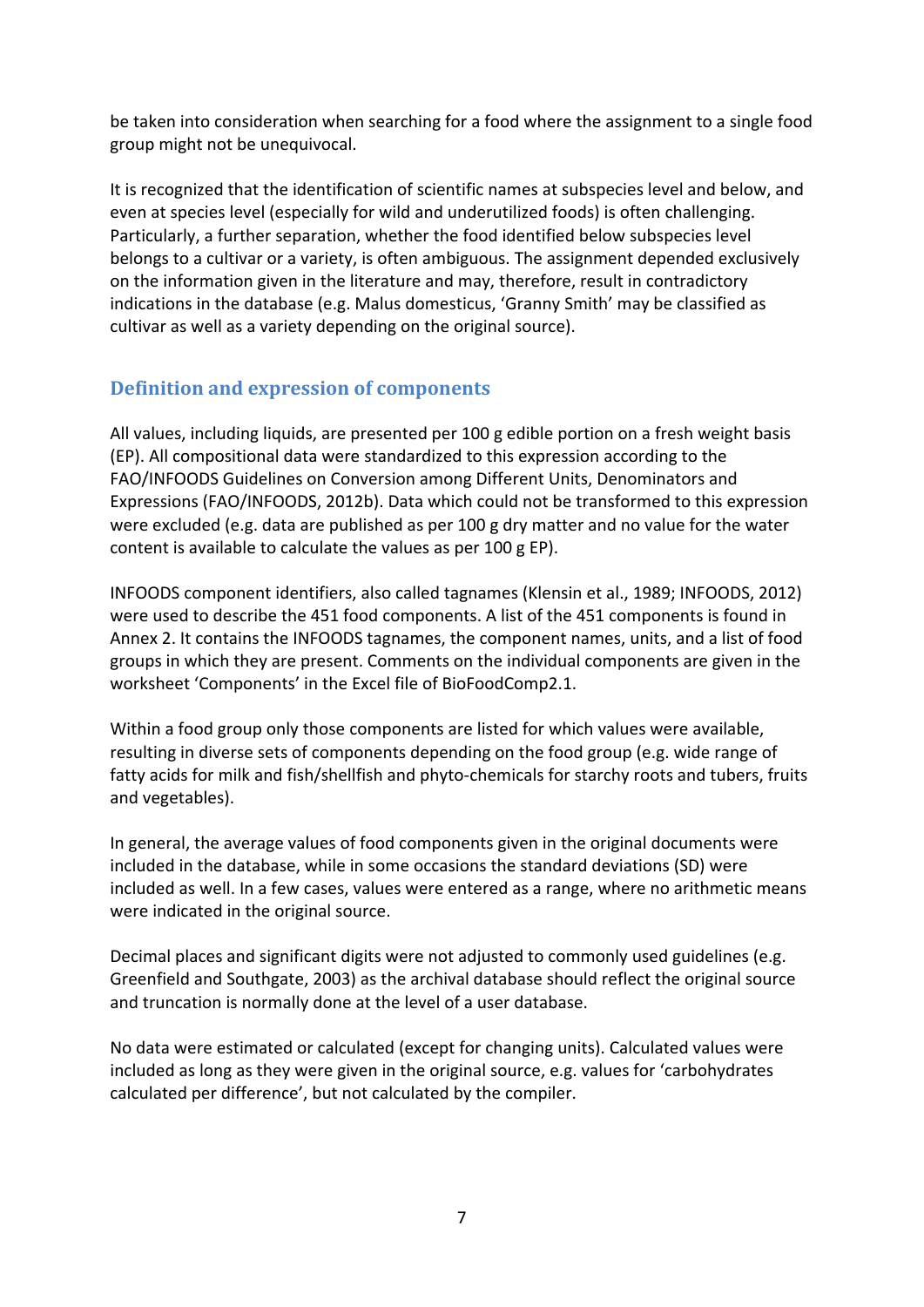be taken into consideration when searching for a food where the assignment to a single food group might not be unequivocal.

It is recognized that the identification of scientific names at subspecies level and below, and even at species level (especially for wild and underutilized foods) is often challenging. Particularly, a further separation, whether the food identified below subspecies level belongs to a cultivar or a variety, is often ambiguous. The assignment depended exclusively on the information given in the literature and may, therefore, result in contradictory indications in the database (e.g. Malus domesticus, 'Granny Smith' may be classified as cultivar as well as a variety depending on the original source).

## Definition and expression of components

All values, including liquids, are presented per 100 g edible portion on a fresh weight basis (EP). All compositional data were standardized to this expression according to the FAO/INFOODS Guidelines on Conversion among Different Units, Denominators and Expressions (FAO/INFOODS, 2012b). Data which could not be transformed to this expression were excluded (e.g. data are published as per 100 g dry matter and no value for the water content is available to calculate the values as per 100 g EP).

INFOODS component identifiers, also called tagnames (Klensin et al., 1989; INFOODS, 2012) were used to describe the 451 food components. A list of the 451 components is found in Annex 2. It contains the INFOODS tagnames, the component names, units, and a list of food groups in which they are present. Comments on the individual components are given in the worksheet 'Components' in the Excel file of BioFoodComp2.1.

Within a food group only those components are listed for which values were available, resulting in diverse sets of components depending on the food group (e.g. wide range of fatty acids for milk and fish/shellfish and phyto-chemicals for starchy roots and tubers, fruits and vegetables).

In general, the average values of food components given in the original documents were included in the database, while in some occasions the standard deviations (SD) were included as well. In a few cases, values were entered as a range, where no arithmetic means were indicated in the original source.

Decimal places and significant digits were not adjusted to commonly used guidelines (e.g. Greenfield and Southgate, 2003) as the archival database should reflect the original source and truncation is normally done at the level of a user database.

No data were estimated or calculated (except for changing units). Calculated values were included as long as they were given in the original source, e.g. values for 'carbohydrates calculated per difference', but not calculated by the compiler.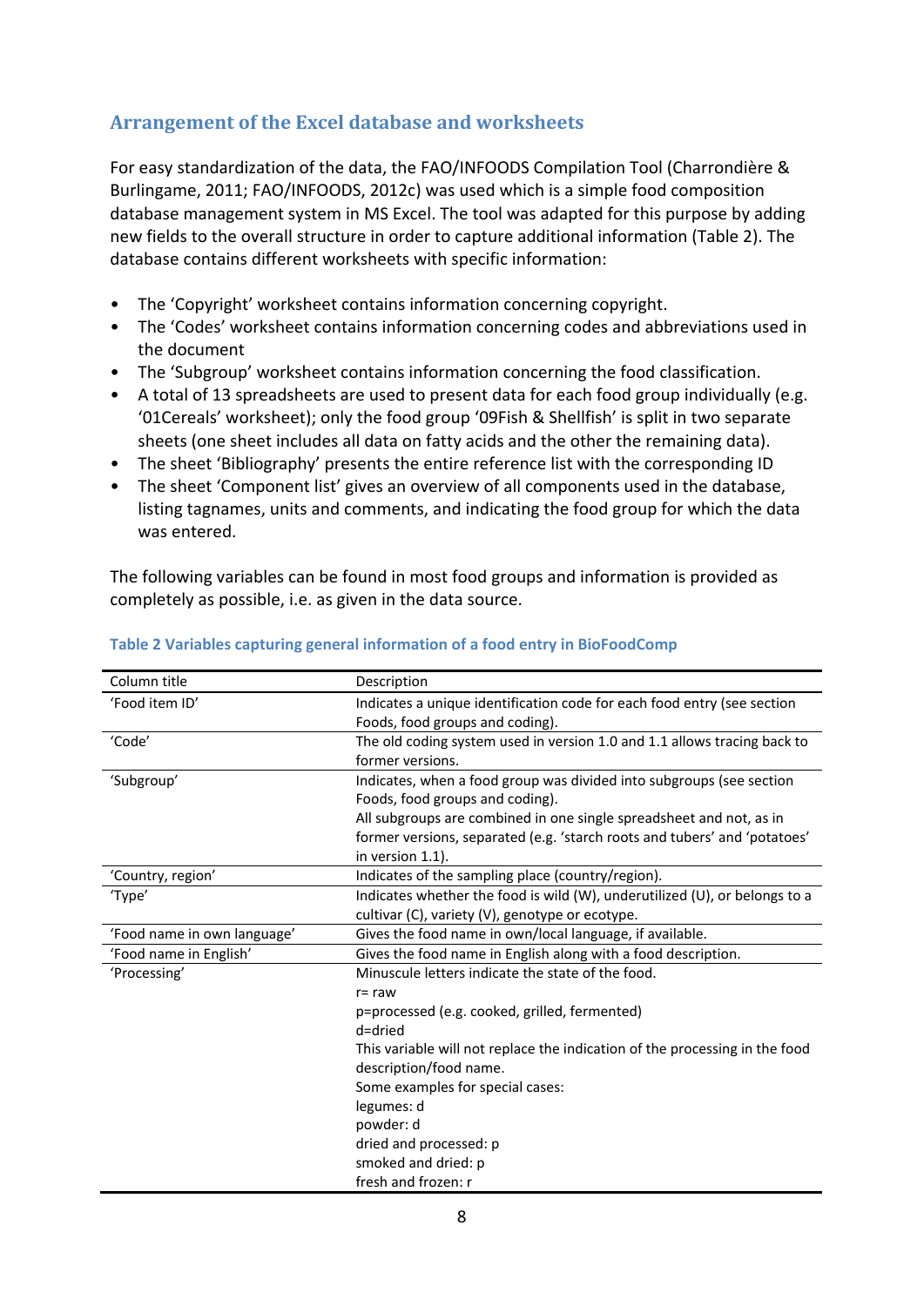## Arrangement of the Excel database and worksheets

For easy standardization of the data, the FAO/INFOODS Compilation Tool (Charrondière & Burlingame, 2011; FAO/INFOODS, 2012c) was used which is a simple food composition database management system in MS Excel. The tool was adapted for this purpose by adding new fields to the overall structure in order to capture additional information (Table 2). The database contains different worksheets with specific information:

- The 'Copyright' worksheet contains information concerning copyright.
- The 'Codes' worksheet contains information concerning codes and abbreviations used in the document
- The 'Subgroup' worksheet contains information concerning the food classification.
- A total of 13 spreadsheets are used to present data for each food group individually (e.g. '01Cereals' worksheet); only the food group '09Fish & Shellfish' is split in two separate sheets (one sheet includes all data on fatty acids and the other the remaining data).
- The sheet 'Bibliography' presents the entire reference list with the corresponding ID
- The sheet 'Component list' gives an overview of all components used in the database, listing tagnames, units and comments, and indicating the food group for which the data was entered.

The following variables can be found in most food groups and information is provided as completely as possible, i.e. as given in the data source.

**Table 2 Variables capturing general information of a food entry in BioFoodComp**

| Column title | Description |
|---|---|
| 'Food item ID' | Indicates a unique identification code for each food entry (see section Foods, food groups and coding). |
| 'Code' | The old coding system used in version 1.0 and 1.1 allows tracing back to former versions. |
| 'Subgroup' | Indicates, when a food group was divided into subgroups (see section Foods, food groups and coding).<br>All subgroups are combined in one single spreadsheet and not, as in former versions, separated (e.g. 'starch roots and tubers' and 'potatoes' in version 1.1). |
| 'Country, region' | Indicates of the sampling place (country/region). |
| 'Type' | Indicates whether the food is wild (W), underutilized (U), or belongs to a cultivar (C), variety (V), genotype or ecotype. |
| 'Food name in own language' | Gives the food name in own/local language, if available. |
| 'Food name in English' | Gives the food name in English along with a food description. |
| 'Processing' | Minuscule letters indicate the state of the food.<br>r= raw<br>p=processed (e.g. cooked, grilled, fermented)<br>d=dried<br>This variable will not replace the indication of the processing in the food description/food name.<br>Some examples for special cases:<br>legumes: d<br>powder: d<br>dried and processed: p<br>smoked and dried: p<br>fresh and frozen: r |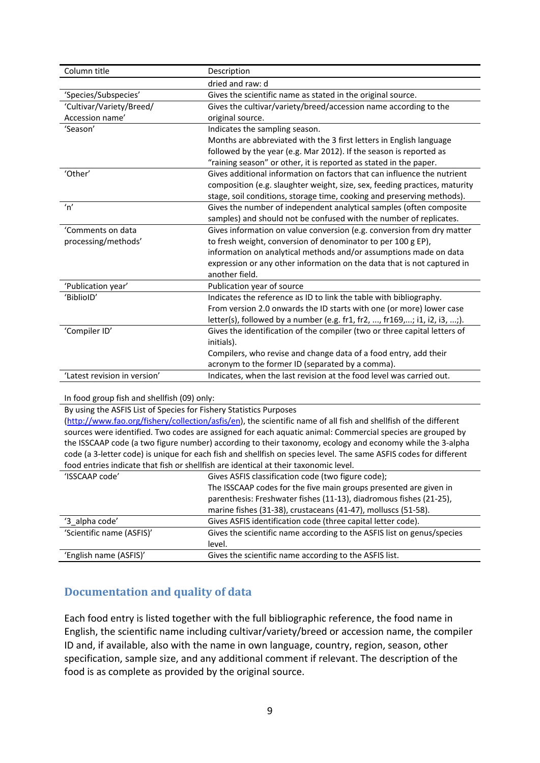| Column title | Description |
|---|---|
| | dried and raw: d |
| 'Species/Subspecies' | Gives the scientific name as stated in the original source. |
| 'Cultivar/Variety/Breed/ Accession name' | Gives the cultivar/variety/breed/accession name according to the original source. |
| 'Season' | Indicates the sampling season. Months are abbreviated with the 3 first letters in English language followed by the year (e.g. Mar 2012). If the season is reported as "raining season" or other, it is reported as stated in the paper. |
| 'Other' | Gives additional information on factors that can influence the nutrient composition (e.g. slaughter weight, size, sex, feeding practices, maturity stage, soil conditions, storage time, cooking and preserving methods). |
| 'n' | Gives the number of independent analytical samples (often composite samples) and should not be confused with the number of replicates. |
| 'Comments on data processing/methods' | Gives information on value conversion (e.g. conversion from dry matter to fresh weight, conversion of denominator to per 100 g EP), information on analytical methods and/or assumptions made on data expression or any other information on the data that is not captured in another field. |
| 'Publication year' | Publication year of source |
| 'BiblioID' | Indicates the reference as ID to link the table with bibliography. From version 2.0 onwards the ID starts with one (or more) lower case letter(s), followed by a number (e.g. fr1, fr2, ..., fr169,...; i1, i2, i3, ...;). |
| 'Compiler ID' | Gives the identification of the compiler (two or three capital letters of initials). Compilers, who revise and change data of a food entry, add their acronym to the former ID (separated by a comma). |
| 'Latest revision in version' | Indicates, when the last revision at the food level was carried out. |

In food group fish and shellfish (09) only:

By using the ASFIS List of Species for Fishery Statistics Purposes (http://www.fao.org/fishery/collection/asfis/en), the scientific name of all fish and shellfish of the different sources were identified. Two codes are assigned for each aquatic animal: Commercial species are grouped by the ISSCAAP code (a two figure number) according to their taxonomy, ecology and economy while the 3-alpha code (a 3-letter code) is unique for each fish and shellfish on species level. The same ASFIS codes for different food entries indicate that fish or shellfish are identical at their taxonomic level.

| | |
|---|---|
| 'ISSCAAP code' | Gives ASFIS classification code (two figure code); The ISSCAAP codes for the five main groups presented are given in parenthesis: Freshwater fishes (11-13), diadromous fishes (21-25), marine fishes (31-38), crustaceans (41-47), molluscs (51-58). |
| '3_alpha code' | Gives ASFIS identification code (three capital letter code). |
| 'Scientific name (ASFIS)' | Gives the scientific name according to the ASFIS list on genus/species level. |
| 'English name (ASFIS)' | Gives the scientific name according to the ASFIS list. |

## Documentation and quality of data

Each food entry is listed together with the full bibliographic reference, the food name in English, the scientific name including cultivar/variety/breed or accession name, the compiler ID and, if available, also with the name in own language, country, region, season, other specification, sample size, and any additional comment if relevant. The description of the food is as complete as provided by the original source.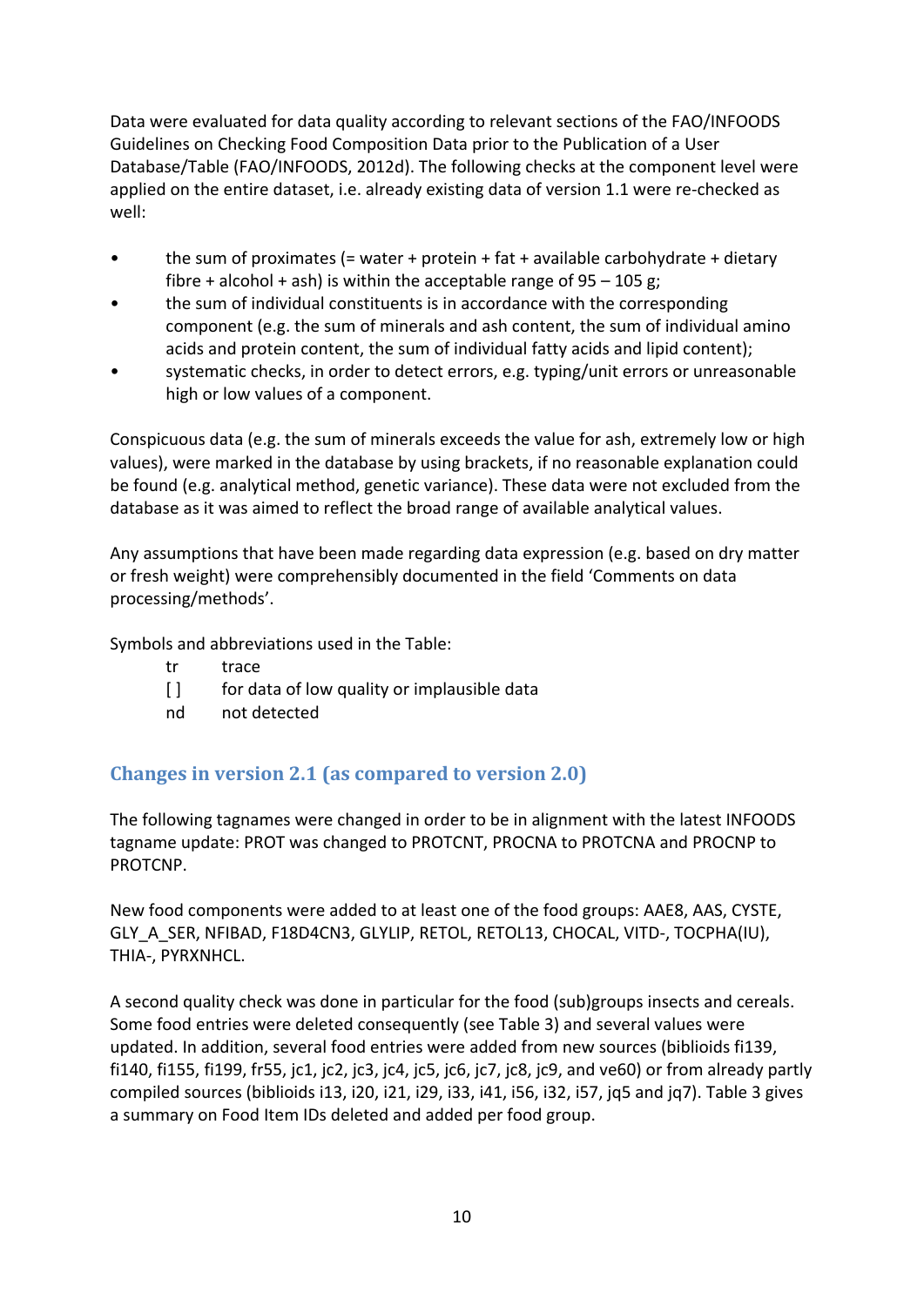Data were evaluated for data quality according to relevant sections of the FAO/INFOODS Guidelines on Checking Food Composition Data prior to the Publication of a User Database/Table (FAO/INFOODS, 2012d). The following checks at the component level were applied on the entire dataset, i.e. already existing data of version 1.1 were re-checked as well:

- the sum of proximates (= water + protein + fat + available carbohydrate + dietary fibre + alcohol + ash) is within the acceptable range of 95 – 105 g;
- the sum of individual constituents is in accordance with the corresponding component (e.g. the sum of minerals and ash content, the sum of individual amino acids and protein content, the sum of individual fatty acids and lipid content);
- systematic checks, in order to detect errors, e.g. typing/unit errors or unreasonable high or low values of a component.

Conspicuous data (e.g. the sum of minerals exceeds the value for ash, extremely low or high values), were marked in the database by using brackets, if no reasonable explanation could be found (e.g. analytical method, genetic variance). These data were not excluded from the database as it was aimed to reflect the broad range of available analytical values.

Any assumptions that have been made regarding data expression (e.g. based on dry matter or fresh weight) were comprehensibly documented in the field 'Comments on data processing/methods'.

Symbols and abbreviations used in the Table:

tr	trace
[ ]	for data of low quality or implausible data
nd	not detected

## Changes in version 2.1 (as compared to version 2.0)

The following tagnames were changed in order to be in alignment with the latest INFOODS tagname update: PROT was changed to PROTCNT, PROCNA to PROTCNA and PROCNP to PROTCNP.

New food components were added to at least one of the food groups: AAE8, AAS, CYSTE, GLY_A_SER, NFIBAD, F18D4CN3, GLYLIP, RETOL, RETOL13, CHOCAL, VITD-, TOCPHA(IU), THIA-, PYRXNHCL.

A second quality check was done in particular for the food (sub)groups insects and cereals. Some food entries were deleted consequently (see Table 3) and several values were updated. In addition, several food entries were added from new sources (biblioids fi139, fi140, fi155, fi199, fr55, jc1, jc2, jc3, jc4, jc5, jc6, jc7, jc8, jc9, and ve60) or from already partly compiled sources (biblioids i13, i20, i21, i29, i33, i41, i56, i32, i57, jq5 and jq7). Table 3 gives a summary on Food Item IDs deleted and added per food group.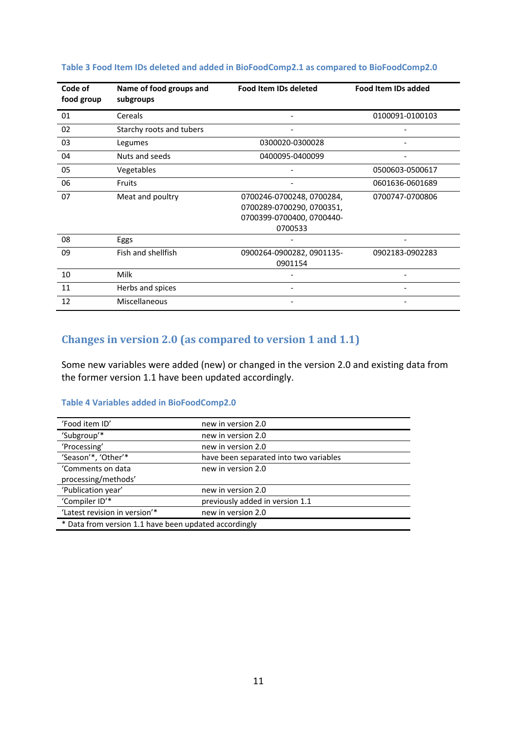**Table 3 Food Item IDs deleted and added in BioFoodComp2.1 as compared to BioFoodComp2.0**

| Code of food group | Name of food groups and subgroups | Food Item IDs deleted | Food Item IDs added |
|---|---|---|---|
| 01 | Cereals | - | 0100091-0100103 |
| 02 | Starchy roots and tubers | - | - |
| 03 | Legumes | 0300020-0300028 | - |
| 04 | Nuts and seeds | 0400095-0400099 | - |
| 05 | Vegetables | - | 0500603-0500617 |
| 06 | Fruits | - | 0601636-0601689 |
| 07 | Meat and poultry | 0700246-0700248, 0700284, 0700289-0700290, 0700351, 0700399-0700400, 0700440-0700533 | 0700747-0700806 |
| 08 | Eggs | - | - |
| 09 | Fish and shellfish | 0900264-0900282, 0901135-0901154 | 0902183-0902283 |
| 10 | Milk | - | - |
| 11 | Herbs and spices | - | - |
| 12 | Miscellaneous | - | - |

## Changes in version 2.0 (as compared to version 1 and 1.1)

Some new variables were added (new) or changed in the version 2.0 and existing data from the former version 1.1 have been updated accordingly.

**Table 4 Variables added in BioFoodComp2.0**

| Variable | Change |
|---|---|
| 'Food item ID' | new in version 2.0 |
| 'Subgroup'* | new in version 2.0 |
| 'Processing' | new in version 2.0 |
| 'Season'*, 'Other'* | have been separated into two variables |
| 'Comments on data processing/methods' | new in version 2.0 |
| 'Publication year' | new in version 2.0 |
| 'Compiler ID'* | previously added in version 1.1 |
| 'Latest revision in version'* | new in version 2.0 |

* Data from version 1.1 have been updated accordingly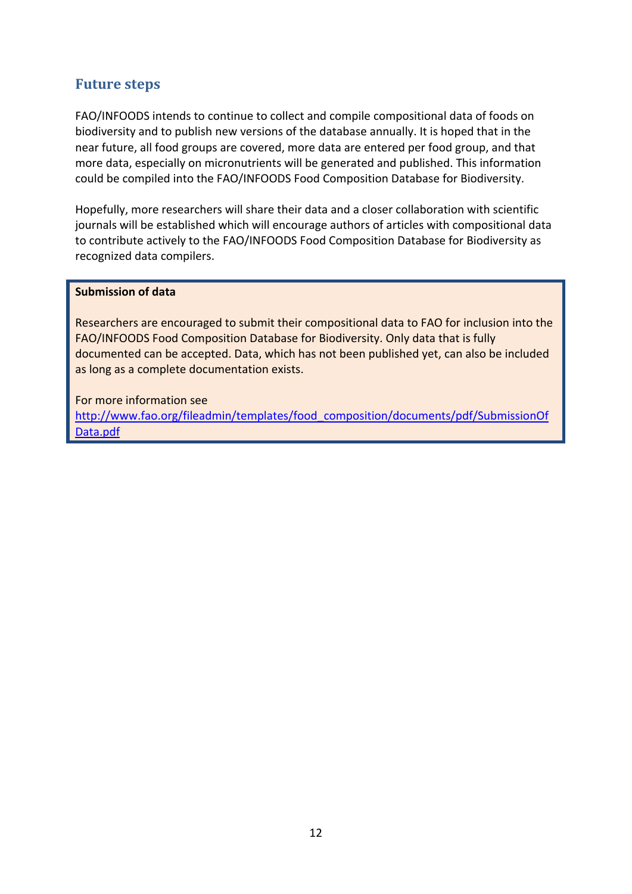## Future steps

FAO/INFOODS intends to continue to collect and compile compositional data of foods on biodiversity and to publish new versions of the database annually. It is hoped that in the near future, all food groups are covered, more data are entered per food group, and that more data, especially on micronutrients will be generated and published. This information could be compiled into the FAO/INFOODS Food Composition Database for Biodiversity.

Hopefully, more researchers will share their data and a closer collaboration with scientific journals will be established which will encourage authors of articles with compositional data to contribute actively to the FAO/INFOODS Food Composition Database for Biodiversity as recognized data compilers.

**Submission of data**

Researchers are encouraged to submit their compositional data to FAO for inclusion into the FAO/INFOODS Food Composition Database for Biodiversity. Only data that is fully documented can be accepted. Data, which has not been published yet, can also be included as long as a complete documentation exists.

For more information see
http://www.fao.org/fileadmin/templates/food_composition/documents/pdf/SubmissionOfData.pdf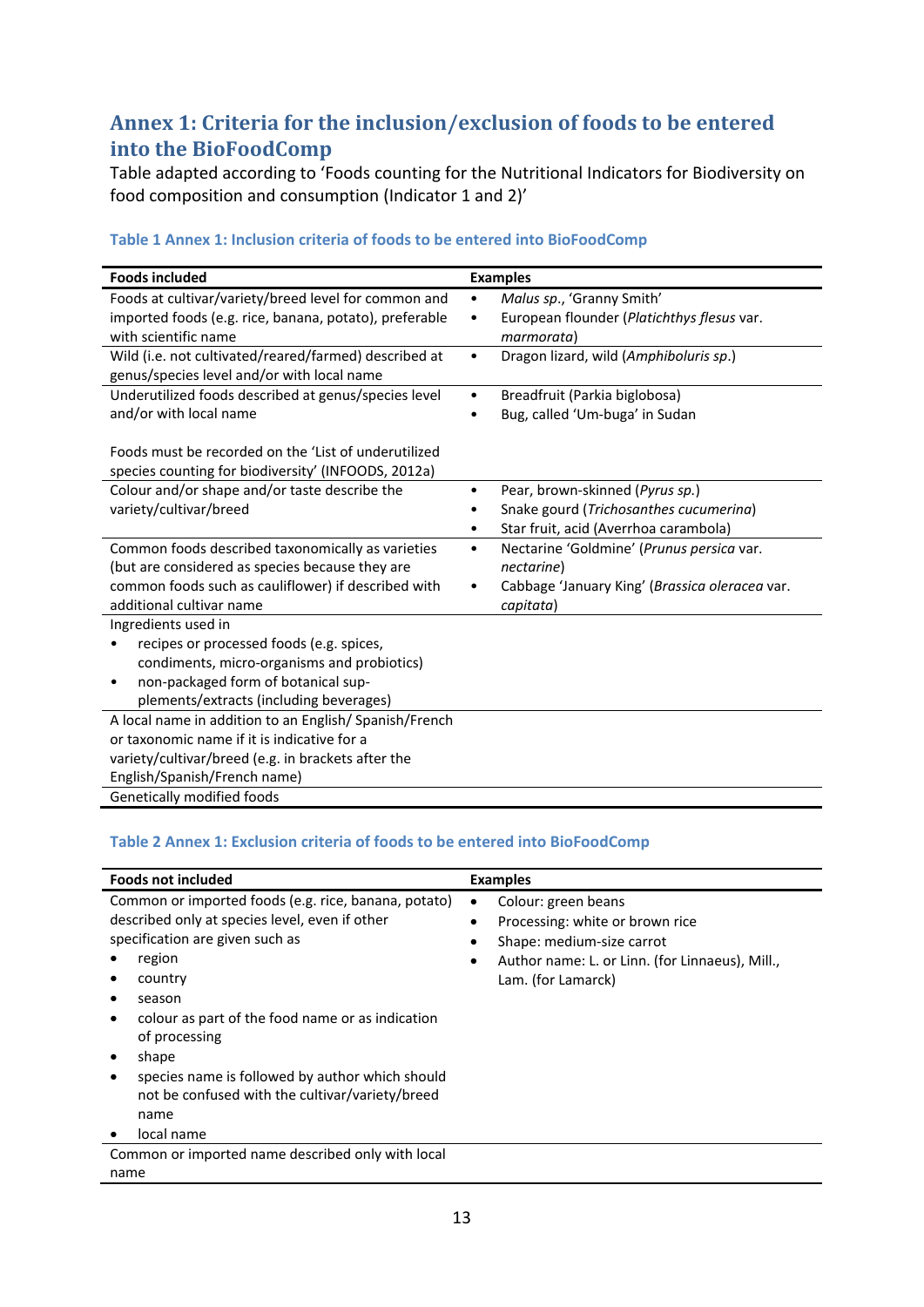## Annex 1: Criteria for the inclusion/exclusion of foods to be entered into the BioFoodComp

Table adapted according to 'Foods counting for the Nutritional Indicators for Biodiversity on food composition and consumption (Indicator 1 and 2)'

### Table 1 Annex 1: Inclusion criteria of foods to be entered into BioFoodComp

| Foods included | Examples |
|---|---|
| Foods at cultivar/variety/breed level for common and imported foods (e.g. rice, banana, potato), preferable with scientific name | • *Malus sp.*, 'Granny Smith'<br>• European flounder (*Platichthys flesus* var. *marmorata*) |
| Wild (i.e. not cultivated/reared/farmed) described at genus/species level and/or with local name | • Dragon lizard, wild (*Amphiboluris sp.*) |
| Underutilized foods described at genus/species level and/or with local name<br><br>Foods must be recorded on the 'List of underutilized species counting for biodiversity' (INFOODS, 2012a) | • Breadfruit (Parkia biglobosa)<br>• Bug, called 'Um-buga' in Sudan |
| Colour and/or shape and/or taste describe the variety/cultivar/breed | • Pear, brown-skinned (*Pyrus sp.*)<br>• Snake gourd (*Trichosanthes cucumerina*)<br>• Star fruit, acid (Averrhoa carambola) |
| Common foods described taxonomically as varieties (but are considered as species because they are common foods such as cauliflower) if described with additional cultivar name | • Nectarine 'Goldmine' (*Prunus persica* var. *nectarine*)<br>• Cabbage 'January King' (*Brassica oleracea* var. *capitata*) |
| Ingredients used in<br>• recipes or processed foods (e.g. spices, condiments, micro-organisms and probiotics)<br>• non-packaged form of botanical sup-plements/extracts (including beverages) | |
| A local name in addition to an English/ Spanish/French or taxonomic name if it is indicative for a variety/cultivar/breed (e.g. in brackets after the English/Spanish/French name) | |
| Genetically modified foods | |

### Table 2 Annex 1: Exclusion criteria of foods to be entered into BioFoodComp

| Foods not included | Examples |
|---|---|
| Common or imported foods (e.g. rice, banana, potato) described only at species level, even if other specification are given such as<br>• region<br>• country<br>• season<br>• colour as part of the food name or as indication of processing<br>• shape<br>• species name is followed by author which should not be confused with the cultivar/variety/breed name<br>• local name | • Colour: green beans<br>• Processing: white or brown rice<br>• Shape: medium-size carrot<br>• Author name: L. or Linn. (for Linnaeus), Mill., Lam. (for Lamarck) |
| Common or imported name described only with local name | |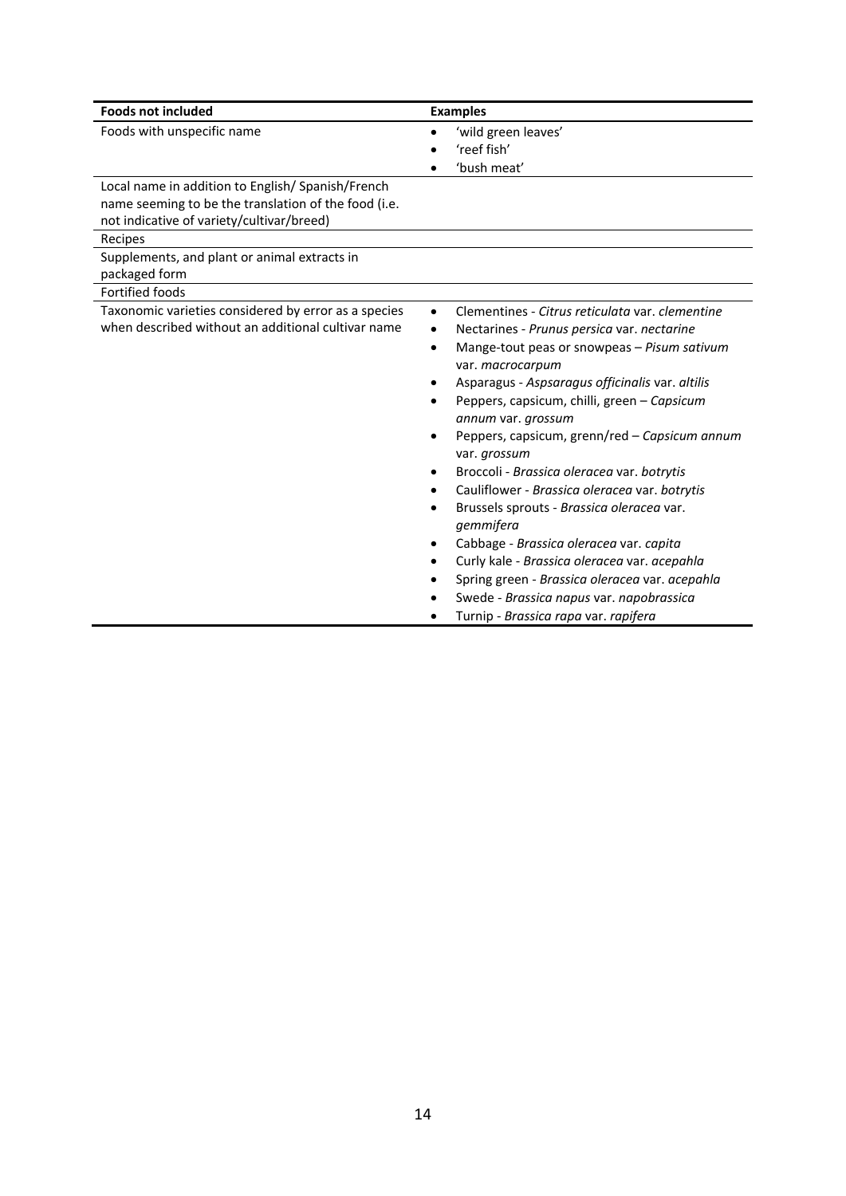| **Foods not included** | **Examples** |
| --- | --- |
| Foods with unspecific name | • 'wild green leaves'<br>• 'reef fish'<br>• 'bush meat' |
| Local name in addition to English/ Spanish/French name seeming to be the translation of the food (i.e. not indicative of variety/cultivar/breed) | |
| Recipes | |
| Supplements, and plant or animal extracts in packaged form | |
| Fortified foods | |
| Taxonomic varieties considered by error as a species when described without an additional cultivar name | • Clementines - *Citrus reticulata* var. *clementine*<br>• Nectarines - *Prunus persica* var. *nectarine*<br>• Mange-tout peas or snowpeas – *Pisum sativum* var. *macrocarpum*<br>• Asparagus - *Aspsaragus officinalis* var. *altilis*<br>• Peppers, capsicum, chilli, green – *Capsicum annum* var. *grossum*<br>• Peppers, capsicum, grenn/red – *Capsicum annum* var. *grossum*<br>• Broccoli - *Brassica oleracea* var. *botrytis*<br>• Cauliflower - *Brassica oleracea* var. *botrytis*<br>• Brussels sprouts - *Brassica oleracea* var. *gemmifera*<br>• Cabbage - *Brassica oleracea* var. *capita*<br>• Curly kale - *Brassica oleracea* var. *acepahla*<br>• Spring green - *Brassica oleracea* var. *acepahla*<br>• Swede - *Brassica napus* var. *napobrassica*<br>• Turnip - *Brassica rapa* var. *rapifera* |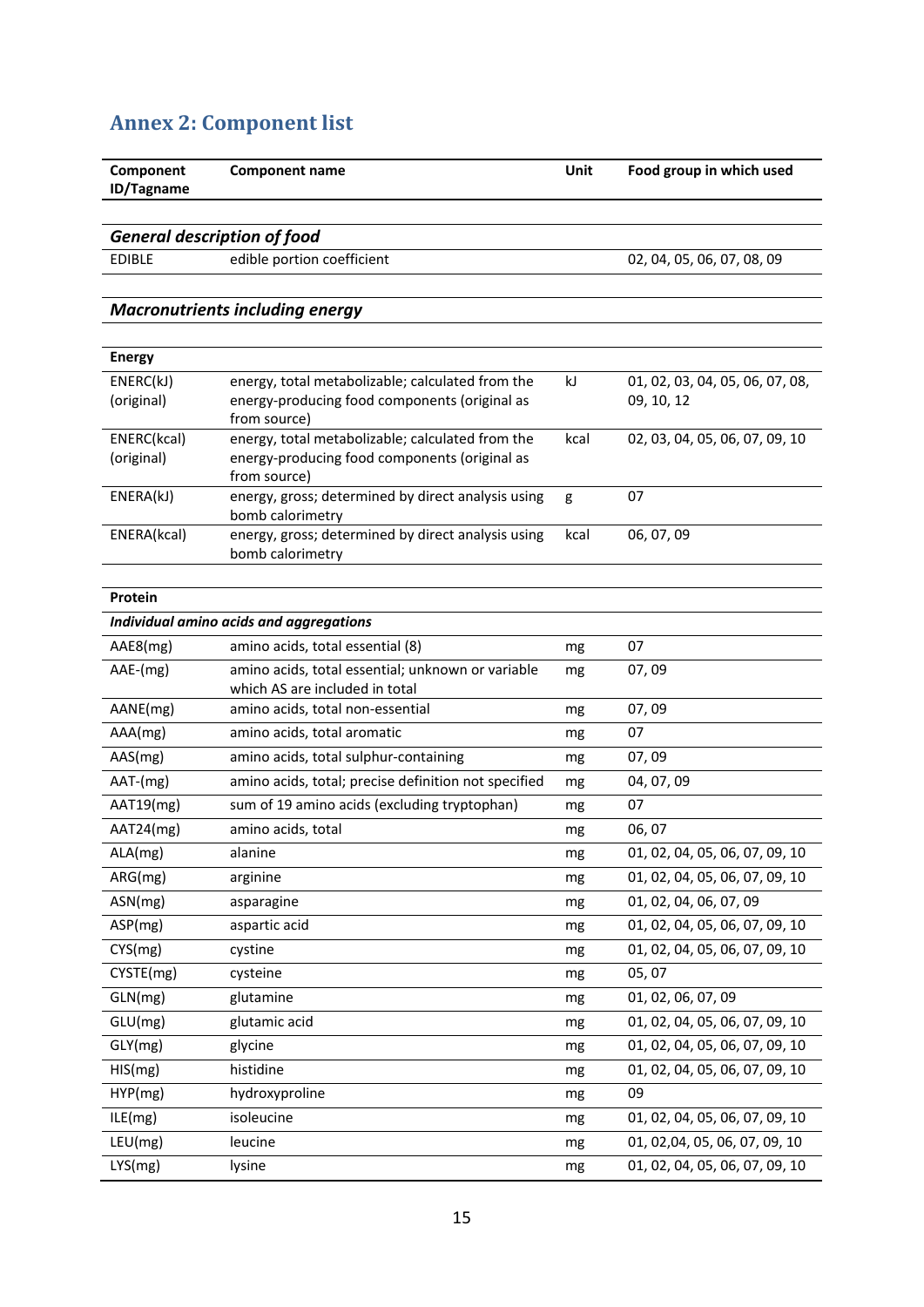## Annex 2: Component list

| Component ID/Tagname | Component name | Unit | Food group in which used |
|---|---|---|---|
| ***General description of food*** | | | |
| EDIBLE | edible portion coefficient | | 02, 04, 05, 06, 07, 08, 09 |
| ***Macronutrients including energy*** | | | |
| **Energy** | | | |
| ENERC(kJ) (original) | energy, total metabolizable; calculated from the energy-producing food components (original as from source) | kJ | 01, 02, 03, 04, 05, 06, 07, 08, 09, 10, 12 |
| ENERC(kcal) (original) | energy, total metabolizable; calculated from the energy-producing food components (original as from source) | kcal | 02, 03, 04, 05, 06, 07, 09, 10 |
| ENERA(kJ) | energy, gross; determined by direct analysis using bomb calorimetry | g | 07 |
| ENERA(kcal) | energy, gross; determined by direct analysis using bomb calorimetry | kcal | 06, 07, 09 |
| **Protein** | | | |
| ***Individual amino acids and aggregations*** | | | |
| AAE8(mg) | amino acids, total essential (8) | mg | 07 |
| AAE-(mg) | amino acids, total essential; unknown or variable which AS are included in total | mg | 07, 09 |
| AANE(mg) | amino acids, total non-essential | mg | 07, 09 |
| AAA(mg) | amino acids, total aromatic | mg | 07 |
| AAS(mg) | amino acids, total sulphur-containing | mg | 07, 09 |
| AAT-(mg) | amino acids, total; precise definition not specified | mg | 04, 07, 09 |
| AAT19(mg) | sum of 19 amino acids (excluding tryptophan) | mg | 07 |
| AAT24(mg) | amino acids, total | mg | 06, 07 |
| ALA(mg) | alanine | mg | 01, 02, 04, 05, 06, 07, 09, 10 |
| ARG(mg) | arginine | mg | 01, 02, 04, 05, 06, 07, 09, 10 |
| ASN(mg) | asparagine | mg | 01, 02, 04, 06, 07, 09 |
| ASP(mg) | aspartic acid | mg | 01, 02, 04, 05, 06, 07, 09, 10 |
| CYS(mg) | cystine | mg | 01, 02, 04, 05, 06, 07, 09, 10 |
| CYSTE(mg) | cysteine | mg | 05, 07 |
| GLN(mg) | glutamine | mg | 01, 02, 06, 07, 09 |
| GLU(mg) | glutamic acid | mg | 01, 02, 04, 05, 06, 07, 09, 10 |
| GLY(mg) | glycine | mg | 01, 02, 04, 05, 06, 07, 09, 10 |
| HIS(mg) | histidine | mg | 01, 02, 04, 05, 06, 07, 09, 10 |
| HYP(mg) | hydroxyproline | mg | 09 |
| ILE(mg) | isoleucine | mg | 01, 02, 04, 05, 06, 07, 09, 10 |
| LEU(mg) | leucine | mg | 01, 02,04, 05, 06, 07, 09, 10 |
| LYS(mg) | lysine | mg | 01, 02, 04, 05, 06, 07, 09, 10 |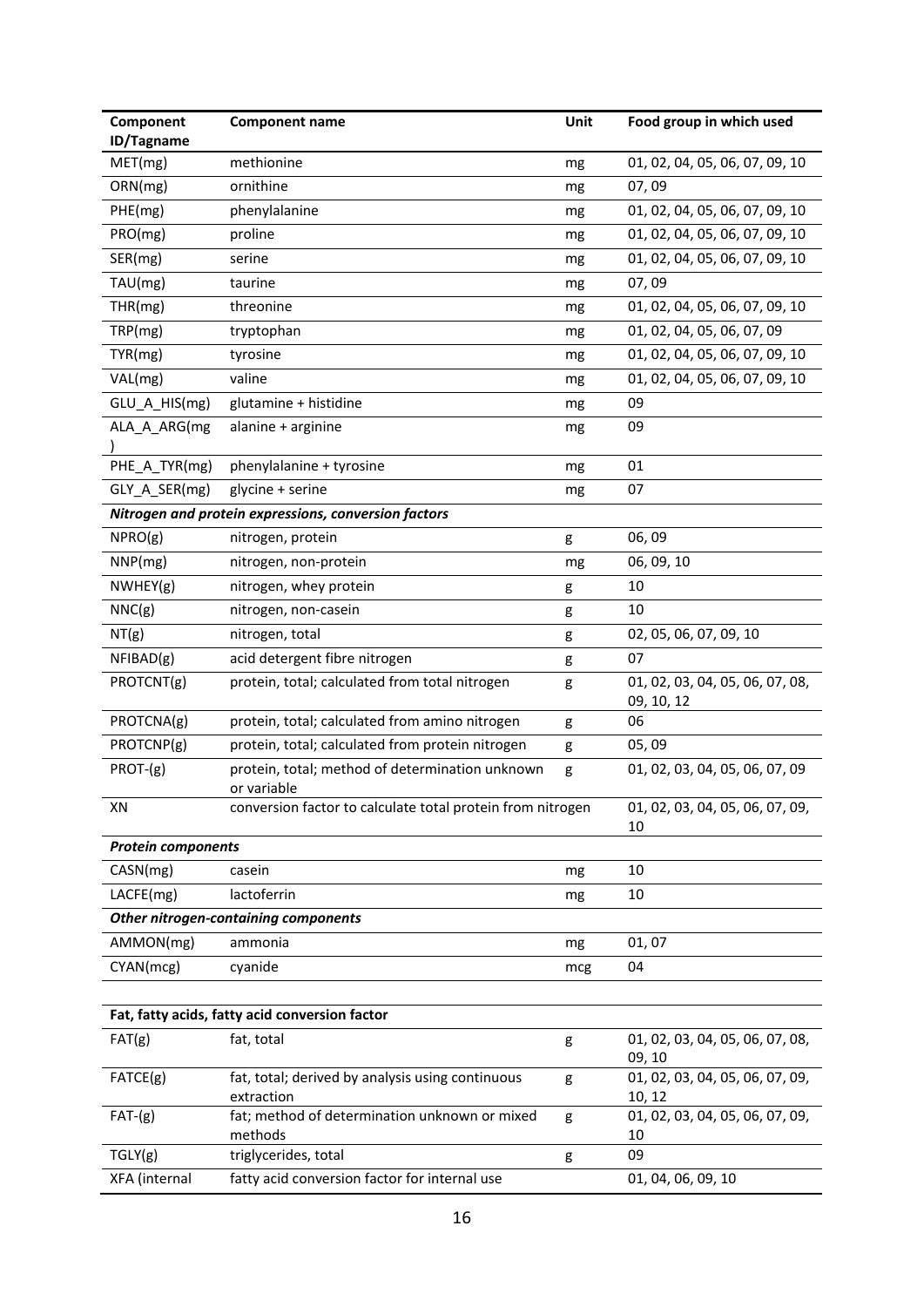| Component ID/Tagname | Component name | Unit | Food group in which used |
|---|---|---|---|
| MET(mg) | methionine | mg | 01, 02, 04, 05, 06, 07, 09, 10 |
| ORN(mg) | ornithine | mg | 07, 09 |
| PHE(mg) | phenylalanine | mg | 01, 02, 04, 05, 06, 07, 09, 10 |
| PRO(mg) | proline | mg | 01, 02, 04, 05, 06, 07, 09, 10 |
| SER(mg) | serine | mg | 01, 02, 04, 05, 06, 07, 09, 10 |
| TAU(mg) | taurine | mg | 07, 09 |
| THR(mg) | threonine | mg | 01, 02, 04, 05, 06, 07, 09, 10 |
| TRP(mg) | tryptophan | mg | 01, 02, 04, 05, 06, 07, 09 |
| TYR(mg) | tyrosine | mg | 01, 02, 04, 05, 06, 07, 09, 10 |
| VAL(mg) | valine | mg | 01, 02, 04, 05, 06, 07, 09, 10 |
| GLU_A_HIS(mg) | glutamine + histidine | mg | 09 |
| ALA_A_ARG(mg) | alanine + arginine | mg | 09 |
| PHE_A_TYR(mg) | phenylalanine + tyrosine | mg | 01 |
| GLY_A_SER(mg) | glycine + serine | mg | 07 |
| ***Nitrogen and protein expressions, conversion factors*** | | | |
| NPRO(g) | nitrogen, protein | g | 06, 09 |
| NNP(mg) | nitrogen, non-protein | mg | 06, 09, 10 |
| NWHEY(g) | nitrogen, whey protein | g | 10 |
| NNC(g) | nitrogen, non-casein | g | 10 |
| NT(g) | nitrogen, total | g | 02, 05, 06, 07, 09, 10 |
| NFIBAD(g) | acid detergent fibre nitrogen | g | 07 |
| PROTCNT(g) | protein, total; calculated from total nitrogen | g | 01, 02, 03, 04, 05, 06, 07, 08, 09, 10, 12 |
| PROTCNA(g) | protein, total; calculated from amino nitrogen | g | 06 |
| PROTCNP(g) | protein, total; calculated from protein nitrogen | g | 05, 09 |
| PROT-(g) | protein, total; method of determination unknown or variable | g | 01, 02, 03, 04, 05, 06, 07, 09 |
| XN | conversion factor to calculate total protein from nitrogen | | 01, 02, 03, 04, 05, 06, 07, 09, 10 |
| ***Protein components*** | | | |
| CASN(mg) | casein | mg | 10 |
| LACFE(mg) | lactoferrin | mg | 10 |
| ***Other nitrogen-containing components*** | | | |
| AMMON(mg) | ammonia | mg | 01, 07 |
| CYAN(mcg) | cyanide | mcg | 04 |

| **Fat, fatty acids, fatty acid conversion factor** | | | |
|---|---|---|---|
| FAT(g) | fat, total | g | 01, 02, 03, 04, 05, 06, 07, 08, 09, 10 |
| FATCE(g) | fat, total; derived by analysis using continuous extraction | g | 01, 02, 03, 04, 05, 06, 07, 09, 10, 12 |
| FAT-(g) | fat; method of determination unknown or mixed methods | g | 01, 02, 03, 04, 05, 06, 07, 09, 10 |
| TGLY(g) | triglycerides, total | g | 09 |
| XFA (internal | fatty acid conversion factor for internal use | | 01, 04, 06, 09, 10 |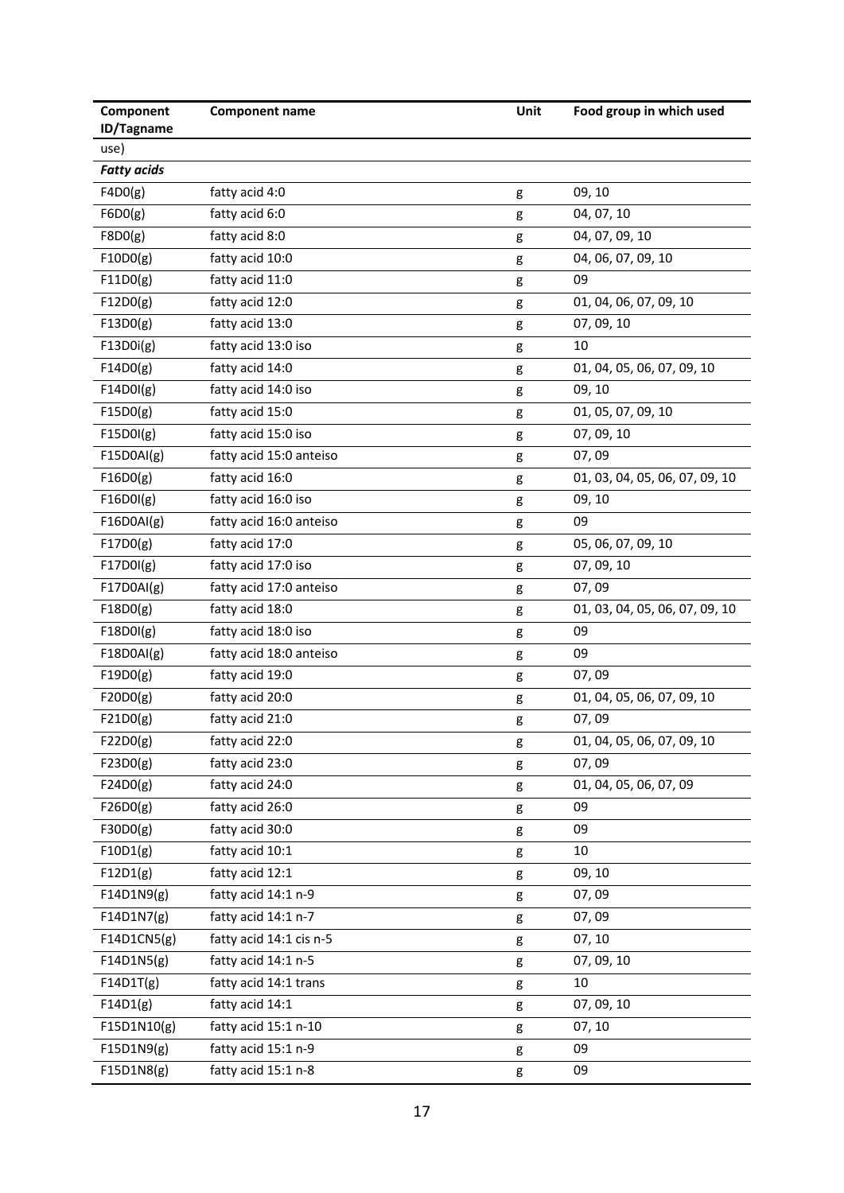| Component ID/Tagname | Component name | Unit | Food group in which used |
|---|---|---|---|
| use) | | | |
| ***Fatty acids*** | | | |
| F4D0(g) | fatty acid 4:0 | g | 09, 10 |
| F6D0(g) | fatty acid 6:0 | g | 04, 07, 10 |
| F8D0(g) | fatty acid 8:0 | g | 04, 07, 09, 10 |
| F10D0(g) | fatty acid 10:0 | g | 04, 06, 07, 09, 10 |
| F11D0(g) | fatty acid 11:0 | g | 09 |
| F12D0(g) | fatty acid 12:0 | g | 01, 04, 06, 07, 09, 10 |
| F13D0(g) | fatty acid 13:0 | g | 07, 09, 10 |
| F13D0i(g) | fatty acid 13:0 iso | g | 10 |
| F14D0(g) | fatty acid 14:0 | g | 01, 04, 05, 06, 07, 09, 10 |
| F14D0I(g) | fatty acid 14:0 iso | g | 09, 10 |
| F15D0(g) | fatty acid 15:0 | g | 01, 05, 07, 09, 10 |
| F15D0I(g) | fatty acid 15:0 iso | g | 07, 09, 10 |
| F15D0AI(g) | fatty acid 15:0 anteiso | g | 07, 09 |
| F16D0(g) | fatty acid 16:0 | g | 01, 03, 04, 05, 06, 07, 09, 10 |
| F16D0I(g) | fatty acid 16:0 iso | g | 09, 10 |
| F16D0AI(g) | fatty acid 16:0 anteiso | g | 09 |
| F17D0(g) | fatty acid 17:0 | g | 05, 06, 07, 09, 10 |
| F17D0I(g) | fatty acid 17:0 iso | g | 07, 09, 10 |
| F17D0AI(g) | fatty acid 17:0 anteiso | g | 07, 09 |
| F18D0(g) | fatty acid 18:0 | g | 01, 03, 04, 05, 06, 07, 09, 10 |
| F18D0I(g) | fatty acid 18:0 iso | g | 09 |
| F18D0AI(g) | fatty acid 18:0 anteiso | g | 09 |
| F19D0(g) | fatty acid 19:0 | g | 07, 09 |
| F20D0(g) | fatty acid 20:0 | g | 01, 04, 05, 06, 07, 09, 10 |
| F21D0(g) | fatty acid 21:0 | g | 07, 09 |
| F22D0(g) | fatty acid 22:0 | g | 01, 04, 05, 06, 07, 09, 10 |
| F23D0(g) | fatty acid 23:0 | g | 07, 09 |
| F24D0(g) | fatty acid 24:0 | g | 01, 04, 05, 06, 07, 09 |
| F26D0(g) | fatty acid 26:0 | g | 09 |
| F30D0(g) | fatty acid 30:0 | g | 09 |
| F10D1(g) | fatty acid 10:1 | g | 10 |
| F12D1(g) | fatty acid 12:1 | g | 09, 10 |
| F14D1N9(g) | fatty acid 14:1 n-9 | g | 07, 09 |
| F14D1N7(g) | fatty acid 14:1 n-7 | g | 07, 09 |
| F14D1CN5(g) | fatty acid 14:1 cis n-5 | g | 07, 10 |
| F14D1N5(g) | fatty acid 14:1 n-5 | g | 07, 09, 10 |
| F14D1T(g) | fatty acid 14:1 trans | g | 10 |
| F14D1(g) | fatty acid 14:1 | g | 07, 09, 10 |
| F15D1N10(g) | fatty acid 15:1 n-10 | g | 07, 10 |
| F15D1N9(g) | fatty acid 15:1 n-9 | g | 09 |
| F15D1N8(g) | fatty acid 15:1 n-8 | g | 09 |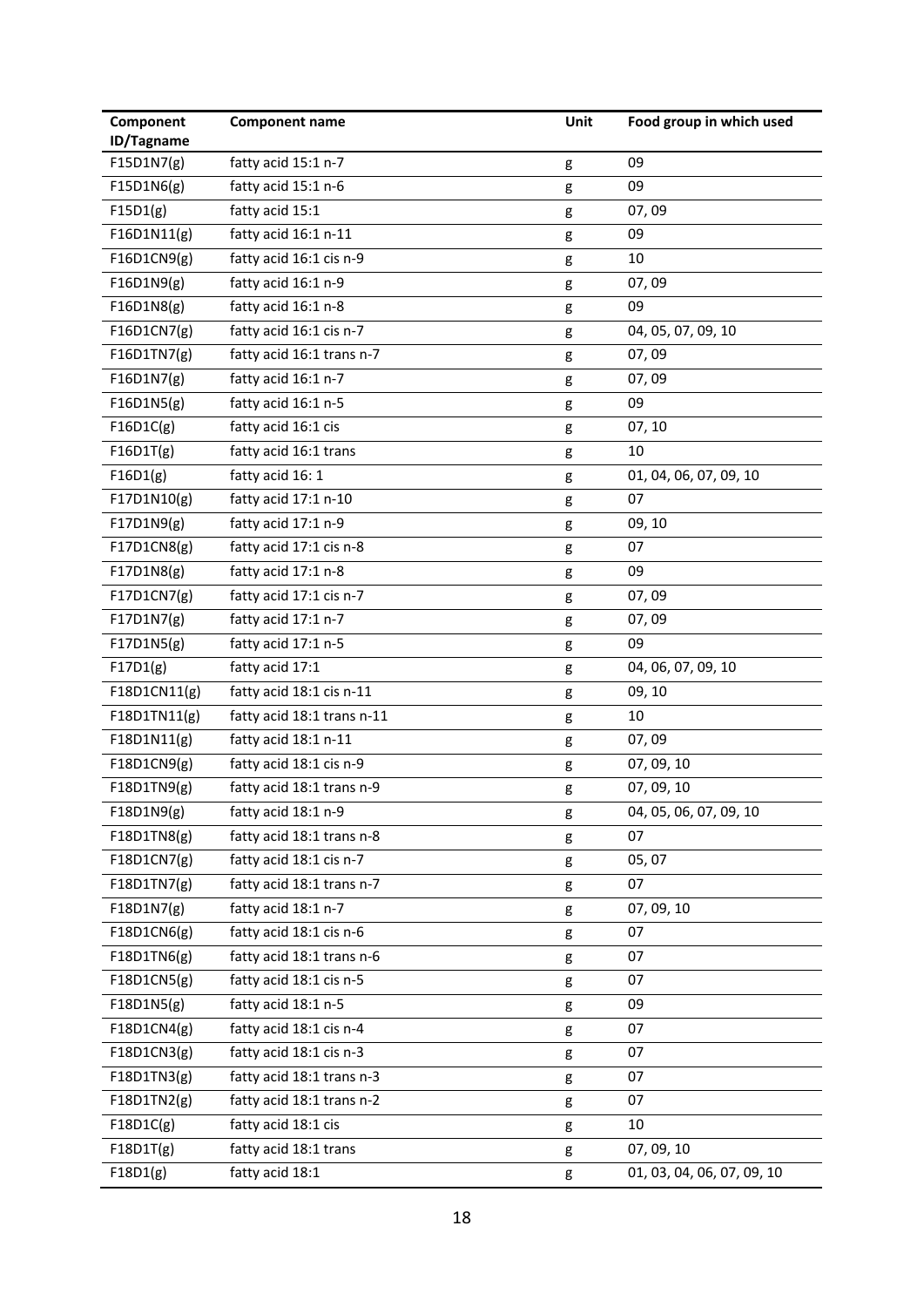| Component ID/Tagname | Component name | Unit | Food group in which used |
| --- | --- | --- | --- |
| F15D1N7(g) | fatty acid 15:1 n-7 | g | 09 |
| F15D1N6(g) | fatty acid 15:1 n-6 | g | 09 |
| F15D1(g) | fatty acid 15:1 | g | 07, 09 |
| F16D1N11(g) | fatty acid 16:1 n-11 | g | 09 |
| F16D1CN9(g) | fatty acid 16:1 cis n-9 | g | 10 |
| F16D1N9(g) | fatty acid 16:1 n-9 | g | 07, 09 |
| F16D1N8(g) | fatty acid 16:1 n-8 | g | 09 |
| F16D1CN7(g) | fatty acid 16:1 cis n-7 | g | 04, 05, 07, 09, 10 |
| F16D1TN7(g) | fatty acid 16:1 trans n-7 | g | 07, 09 |
| F16D1N7(g) | fatty acid 16:1 n-7 | g | 07, 09 |
| F16D1N5(g) | fatty acid 16:1 n-5 | g | 09 |
| F16D1C(g) | fatty acid 16:1 cis | g | 07, 10 |
| F16D1T(g) | fatty acid 16:1 trans | g | 10 |
| F16D1(g) | fatty acid 16: 1 | g | 01, 04, 06, 07, 09, 10 |
| F17D1N10(g) | fatty acid 17:1 n-10 | g | 07 |
| F17D1N9(g) | fatty acid 17:1 n-9 | g | 09, 10 |
| F17D1CN8(g) | fatty acid 17:1 cis n-8 | g | 07 |
| F17D1N8(g) | fatty acid 17:1 n-8 | g | 09 |
| F17D1CN7(g) | fatty acid 17:1 cis n-7 | g | 07, 09 |
| F17D1N7(g) | fatty acid 17:1 n-7 | g | 07, 09 |
| F17D1N5(g) | fatty acid 17:1 n-5 | g | 09 |
| F17D1(g) | fatty acid 17:1 | g | 04, 06, 07, 09, 10 |
| F18D1CN11(g) | fatty acid 18:1 cis n-11 | g | 09, 10 |
| F18D1TN11(g) | fatty acid 18:1 trans n-11 | g | 10 |
| F18D1N11(g) | fatty acid 18:1 n-11 | g | 07, 09 |
| F18D1CN9(g) | fatty acid 18:1 cis n-9 | g | 07, 09, 10 |
| F18D1TN9(g) | fatty acid 18:1 trans n-9 | g | 07, 09, 10 |
| F18D1N9(g) | fatty acid 18:1 n-9 | g | 04, 05, 06, 07, 09, 10 |
| F18D1TN8(g) | fatty acid 18:1 trans n-8 | g | 07 |
| F18D1CN7(g) | fatty acid 18:1 cis n-7 | g | 05, 07 |
| F18D1TN7(g) | fatty acid 18:1 trans n-7 | g | 07 |
| F18D1N7(g) | fatty acid 18:1 n-7 | g | 07, 09, 10 |
| F18D1CN6(g) | fatty acid 18:1 cis n-6 | g | 07 |
| F18D1TN6(g) | fatty acid 18:1 trans n-6 | g | 07 |
| F18D1CN5(g) | fatty acid 18:1 cis n-5 | g | 07 |
| F18D1N5(g) | fatty acid 18:1 n-5 | g | 09 |
| F18D1CN4(g) | fatty acid 18:1 cis n-4 | g | 07 |
| F18D1CN3(g) | fatty acid 18:1 cis n-3 | g | 07 |
| F18D1TN3(g) | fatty acid 18:1 trans n-3 | g | 07 |
| F18D1TN2(g) | fatty acid 18:1 trans n-2 | g | 07 |
| F18D1C(g) | fatty acid 18:1 cis | g | 10 |
| F18D1T(g) | fatty acid 18:1 trans | g | 07, 09, 10 |
| F18D1(g) | fatty acid 18:1 | g | 01, 03, 04, 06, 07, 09, 10 |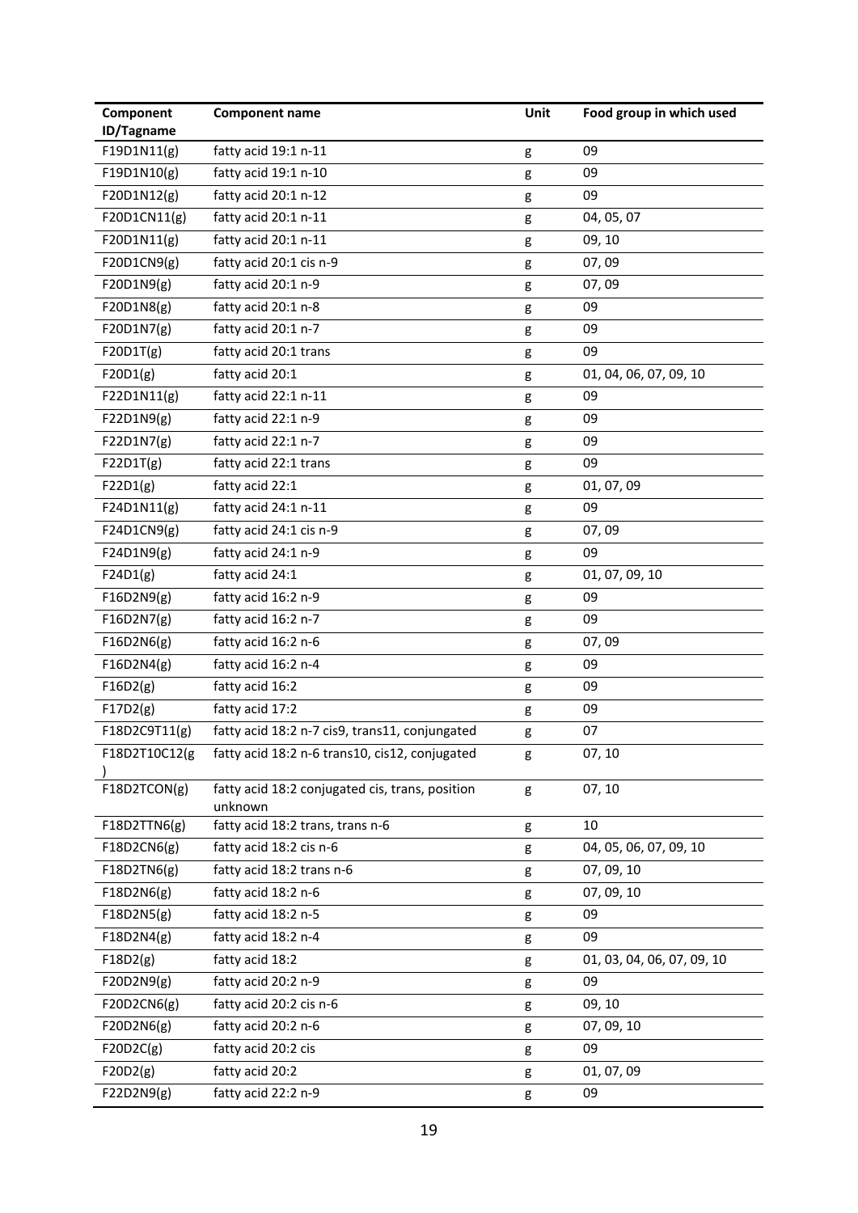| Component ID/Tagname | Component name | Unit | Food group in which used |
|---|---|---|---|
| F19D1N11(g) | fatty acid 19:1 n-11 | g | 09 |
| F19D1N10(g) | fatty acid 19:1 n-10 | g | 09 |
| F20D1N12(g) | fatty acid 20:1 n-12 | g | 09 |
| F20D1CN11(g) | fatty acid 20:1 n-11 | g | 04, 05, 07 |
| F20D1N11(g) | fatty acid 20:1 n-11 | g | 09, 10 |
| F20D1CN9(g) | fatty acid 20:1 cis n-9 | g | 07, 09 |
| F20D1N9(g) | fatty acid 20:1 n-9 | g | 07, 09 |
| F20D1N8(g) | fatty acid 20:1 n-8 | g | 09 |
| F20D1N7(g) | fatty acid 20:1 n-7 | g | 09 |
| F20D1T(g) | fatty acid 20:1 trans | g | 09 |
| F20D1(g) | fatty acid 20:1 | g | 01, 04, 06, 07, 09, 10 |
| F22D1N11(g) | fatty acid 22:1 n-11 | g | 09 |
| F22D1N9(g) | fatty acid 22:1 n-9 | g | 09 |
| F22D1N7(g) | fatty acid 22:1 n-7 | g | 09 |
| F22D1T(g) | fatty acid 22:1 trans | g | 09 |
| F22D1(g) | fatty acid 22:1 | g | 01, 07, 09 |
| F24D1N11(g) | fatty acid 24:1 n-11 | g | 09 |
| F24D1CN9(g) | fatty acid 24:1 cis n-9 | g | 07, 09 |
| F24D1N9(g) | fatty acid 24:1 n-9 | g | 09 |
| F24D1(g) | fatty acid 24:1 | g | 01, 07, 09, 10 |
| F16D2N9(g) | fatty acid 16:2 n-9 | g | 09 |
| F16D2N7(g) | fatty acid 16:2 n-7 | g | 09 |
| F16D2N6(g) | fatty acid 16:2 n-6 | g | 07, 09 |
| F16D2N4(g) | fatty acid 16:2 n-4 | g | 09 |
| F16D2(g) | fatty acid 16:2 | g | 09 |
| F17D2(g) | fatty acid 17:2 | g | 09 |
| F18D2C9T11(g) | fatty acid 18:2 n-7 cis9, trans11, conjungated | g | 07 |
| F18D2T10C12(g) | fatty acid 18:2 n-6 trans10, cis12, conjungated | g | 07, 10 |
| F18D2TCON(g) | fatty acid 18:2 conjugated cis, trans, position unknown | g | 07, 10 |
| F18D2TTN6(g) | fatty acid 18:2 trans, trans n-6 | g | 10 |
| F18D2CN6(g) | fatty acid 18:2 cis n-6 | g | 04, 05, 06, 07, 09, 10 |
| F18D2TN6(g) | fatty acid 18:2 trans n-6 | g | 07, 09, 10 |
| F18D2N6(g) | fatty acid 18:2 n-6 | g | 07, 09, 10 |
| F18D2N5(g) | fatty acid 18:2 n-5 | g | 09 |
| F18D2N4(g) | fatty acid 18:2 n-4 | g | 09 |
| F18D2(g) | fatty acid 18:2 | g | 01, 03, 04, 06, 07, 09, 10 |
| F20D2N9(g) | fatty acid 20:2 n-9 | g | 09 |
| F20D2CN6(g) | fatty acid 20:2 cis n-6 | g | 09, 10 |
| F20D2N6(g) | fatty acid 20:2 n-6 | g | 07, 09, 10 |
| F20D2C(g) | fatty acid 20:2 cis | g | 09 |
| F20D2(g) | fatty acid 20:2 | g | 01, 07, 09 |
| F22D2N9(g) | fatty acid 22:2 n-9 | g | 09 |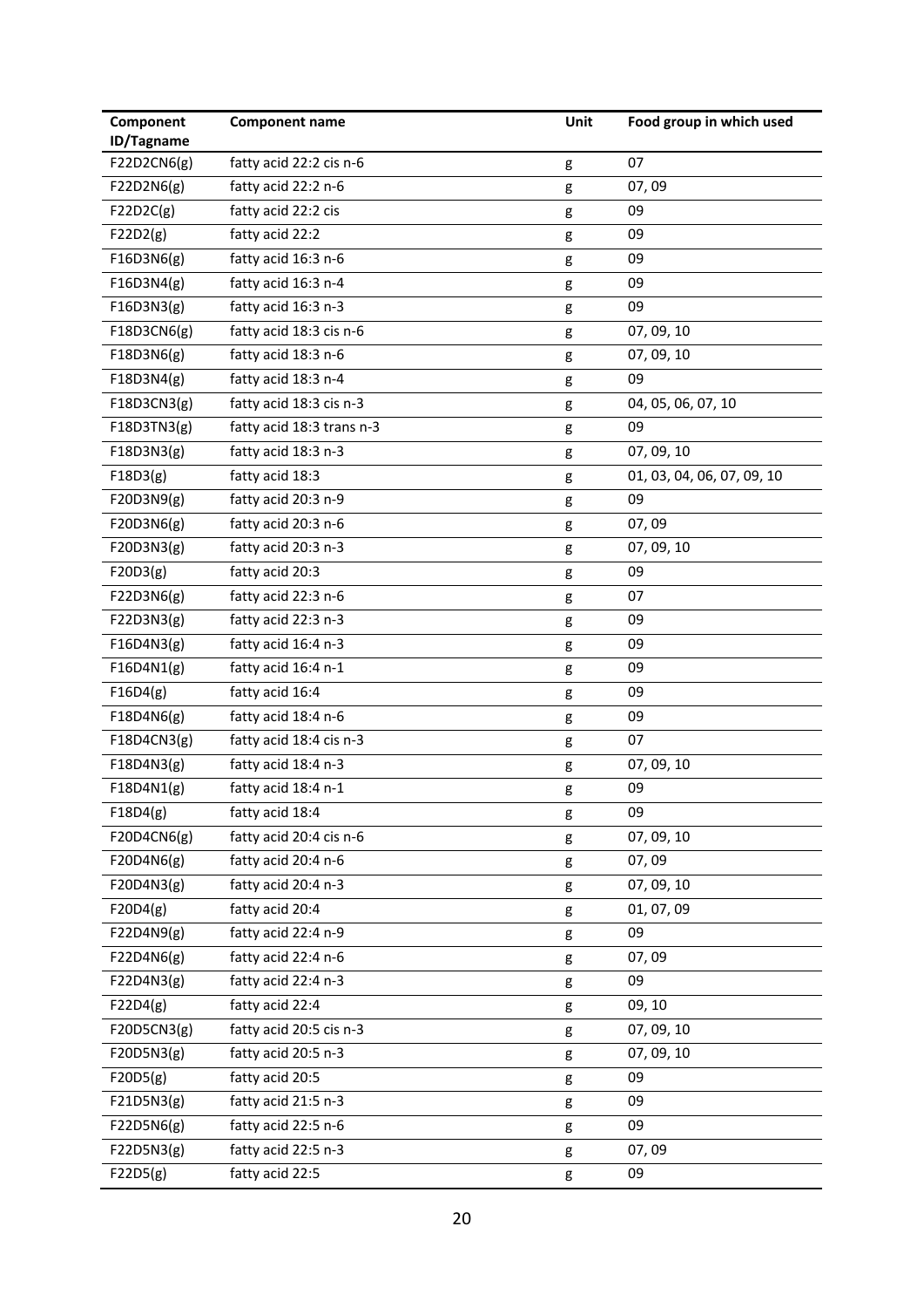| Component ID/Tagname | Component name | Unit | Food group in which used |
|---|---|---|---|
| F22D2CN6(g) | fatty acid 22:2 cis n-6 | g | 07 |
| F22D2N6(g) | fatty acid 22:2 n-6 | g | 07, 09 |
| F22D2C(g) | fatty acid 22:2 cis | g | 09 |
| F22D2(g) | fatty acid 22:2 | g | 09 |
| F16D3N6(g) | fatty acid 16:3 n-6 | g | 09 |
| F16D3N4(g) | fatty acid 16:3 n-4 | g | 09 |
| F16D3N3(g) | fatty acid 16:3 n-3 | g | 09 |
| F18D3CN6(g) | fatty acid 18:3 cis n-6 | g | 07, 09, 10 |
| F18D3N6(g) | fatty acid 18:3 n-6 | g | 07, 09, 10 |
| F18D3N4(g) | fatty acid 18:3 n-4 | g | 09 |
| F18D3CN3(g) | fatty acid 18:3 cis n-3 | g | 04, 05, 06, 07, 10 |
| F18D3TN3(g) | fatty acid 18:3 trans n-3 | g | 09 |
| F18D3N3(g) | fatty acid 18:3 n-3 | g | 07, 09, 10 |
| F18D3(g) | fatty acid 18:3 | g | 01, 03, 04, 06, 07, 09, 10 |
| F20D3N9(g) | fatty acid 20:3 n-9 | g | 09 |
| F20D3N6(g) | fatty acid 20:3 n-6 | g | 07, 09 |
| F20D3N3(g) | fatty acid 20:3 n-3 | g | 07, 09, 10 |
| F20D3(g) | fatty acid 20:3 | g | 09 |
| F22D3N6(g) | fatty acid 22:3 n-6 | g | 07 |
| F22D3N3(g) | fatty acid 22:3 n-3 | g | 09 |
| F16D4N3(g) | fatty acid 16:4 n-3 | g | 09 |
| F16D4N1(g) | fatty acid 16:4 n-1 | g | 09 |
| F16D4(g) | fatty acid 16:4 | g | 09 |
| F18D4N6(g) | fatty acid 18:4 n-6 | g | 09 |
| F18D4CN3(g) | fatty acid 18:4 cis n-3 | g | 07 |
| F18D4N3(g) | fatty acid 18:4 n-3 | g | 07, 09, 10 |
| F18D4N1(g) | fatty acid 18:4 n-1 | g | 09 |
| F18D4(g) | fatty acid 18:4 | g | 09 |
| F20D4CN6(g) | fatty acid 20:4 cis n-6 | g | 07, 09, 10 |
| F20D4N6(g) | fatty acid 20:4 n-6 | g | 07, 09 |
| F20D4N3(g) | fatty acid 20:4 n-3 | g | 07, 09, 10 |
| F20D4(g) | fatty acid 20:4 | g | 01, 07, 09 |
| F22D4N9(g) | fatty acid 22:4 n-9 | g | 09 |
| F22D4N6(g) | fatty acid 22:4 n-6 | g | 07, 09 |
| F22D4N3(g) | fatty acid 22:4 n-3 | g | 09 |
| F22D4(g) | fatty acid 22:4 | g | 09, 10 |
| F20D5CN3(g) | fatty acid 20:5 cis n-3 | g | 07, 09, 10 |
| F20D5N3(g) | fatty acid 20:5 n-3 | g | 07, 09, 10 |
| F20D5(g) | fatty acid 20:5 | g | 09 |
| F21D5N3(g) | fatty acid 21:5 n-3 | g | 09 |
| F22D5N6(g) | fatty acid 22:5 n-6 | g | 09 |
| F22D5N3(g) | fatty acid 22:5 n-3 | g | 07, 09 |
| F22D5(g) | fatty acid 22:5 | g | 09 |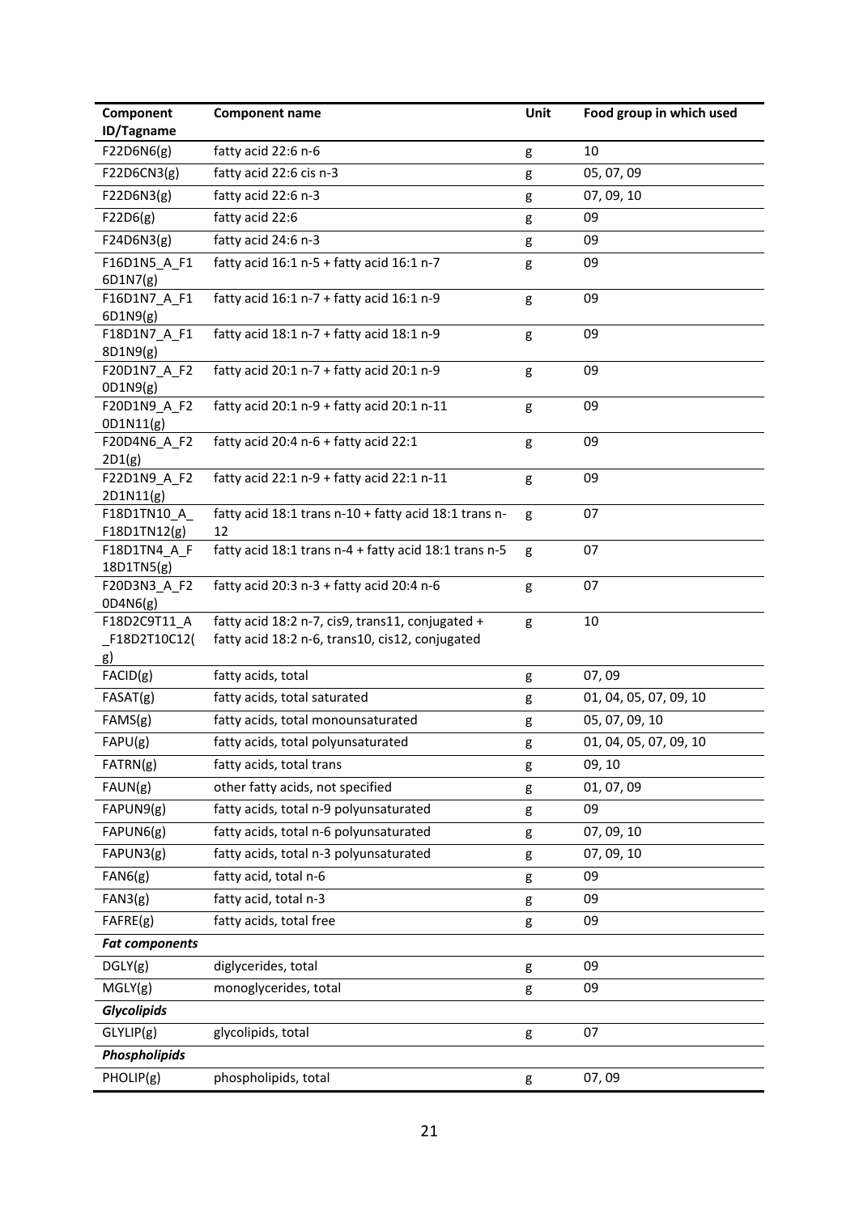| Component ID/Tagname | Component name | Unit | Food group in which used |
|---|---|---|---|
| F22D6N6(g) | fatty acid 22:6 n-6 | g | 10 |
| F22D6CN3(g) | fatty acid 22:6 cis n-3 | g | 05, 07, 09 |
| F22D6N3(g) | fatty acid 22:6 n-3 | g | 07, 09, 10 |
| F22D6(g) | fatty acid 22:6 | g | 09 |
| F24D6N3(g) | fatty acid 24:6 n-3 | g | 09 |
| F16D1N5_A_F16D1N7(g) | fatty acid 16:1 n-5 + fatty acid 16:1 n-7 | g | 09 |
| F16D1N7_A_F16D1N9(g) | fatty acid 16:1 n-7 + fatty acid 16:1 n-9 | g | 09 |
| F18D1N7_A_F18D1N9(g) | fatty acid 18:1 n-7 + fatty acid 18:1 n-9 | g | 09 |
| F20D1N7_A_F20D1N9(g) | fatty acid 20:1 n-7 + fatty acid 20:1 n-9 | g | 09 |
| F20D1N9_A_F20D1N11(g) | fatty acid 20:1 n-9 + fatty acid 20:1 n-11 | g | 09 |
| F20D4N6_A_F22D1(g) | fatty acid 20:4 n-6 + fatty acid 22:1 | g | 09 |
| F22D1N9_A_F22D1N11(g) | fatty acid 22:1 n-9 + fatty acid 22:1 n-11 | g | 09 |
| F18D1TN10_A_F18D1TN12(g) | fatty acid 18:1 trans n-10 + fatty acid 18:1 trans n-12 | g | 07 |
| F18D1TN4_A_F18D1TN5(g) | fatty acid 18:1 trans n-4 + fatty acid 18:1 trans n-5 | g | 07 |
| F20D3N3_A_F20D4N6(g) | fatty acid 20:3 n-3 + fatty acid 20:4 n-6 | g | 07 |
| F18D2C9T11_A_F18D2T10C12(g) | fatty acid 18:2 n-7, cis9, trans11, conjugated + fatty acid 18:2 n-6, trans10, cis12, conjugated | g | 10 |
| FACID(g) | fatty acids, total | g | 07, 09 |
| FASAT(g) | fatty acids, total saturated | g | 01, 04, 05, 07, 09, 10 |
| FAMS(g) | fatty acids, total monounsaturated | g | 05, 07, 09, 10 |
| FAPU(g) | fatty acids, total polyunsaturated | g | 01, 04, 05, 07, 09, 10 |
| FATRN(g) | fatty acids, total trans | g | 09, 10 |
| FAUN(g) | other fatty acids, not specified | g | 01, 07, 09 |
| FAPUN9(g) | fatty acids, total n-9 polyunsaturated | g | 09 |
| FAPUN6(g) | fatty acids, total n-6 polyunsaturated | g | 07, 09, 10 |
| FAPUN3(g) | fatty acids, total n-3 polyunsaturated | g | 07, 09, 10 |
| FAN6(g) | fatty acid, total n-6 | g | 09 |
| FAN3(g) | fatty acid, total n-3 | g | 09 |
| FAFRE(g) | fatty acids, total free | g | 09 |
| ***Fat components*** | | | |
| DGLY(g) | diglycerides, total | g | 09 |
| MGLY(g) | monoglycerides, total | g | 09 |
| ***Glycolipids*** | | | |
| GLYLIP(g) | glycolipids, total | g | 07 |
| ***Phospholipids*** | | | |
| PHOLIP(g) | phospholipids, total | g | 07, 09 |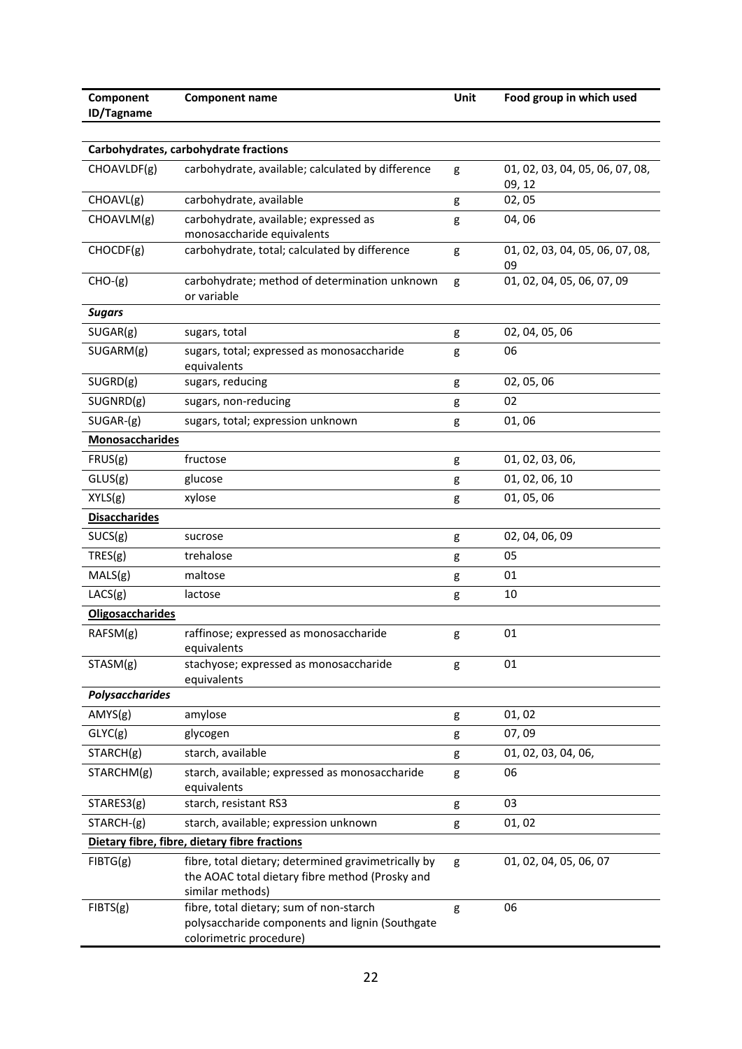| Component ID/Tagname | Component name | Unit | Food group in which used |
|---|---|---|---|
| **Carbohydrates, carbohydrate fractions** | | | |
| CHOAVLDF(g) | carbohydrate, available; calculated by difference | g | 01, 02, 03, 04, 05, 06, 07, 08, 09, 12 |
| CHOAVL(g) | carbohydrate, available | g | 02, 05 |
| CHOAVLM(g) | carbohydrate, available; expressed as monosaccharide equivalents | g | 04, 06 |
| CHOCDF(g) | carbohydrate, total; calculated by difference | g | 01, 02, 03, 04, 05, 06, 07, 08, 09 |
| CHO-(g) | carbohydrate; method of determination unknown or variable | g | 01, 02, 04, 05, 06, 07, 09 |
| ***Sugars*** | | | |
| SUGAR(g) | sugars, total | g | 02, 04, 05, 06 |
| SUGARM(g) | sugars, total; expressed as monosaccharide equivalents | g | 06 |
| SUGRD(g) | sugars, reducing | g | 02, 05, 06 |
| SUGNRD(g) | sugars, non-reducing | g | 02 |
| SUGAR-(g) | sugars, total; expression unknown | g | 01, 06 |
| **Monosaccharides** | | | |
| FRUS(g) | fructose | g | 01, 02, 03, 06, |
| GLUS(g) | glucose | g | 01, 02, 06, 10 |
| XYLS(g) | xylose | g | 01, 05, 06 |
| **Disaccharides** | | | |
| SUCS(g) | sucrose | g | 02, 04, 06, 09 |
| TRES(g) | trehalose | g | 05 |
| MALS(g) | maltose | g | 01 |
| LACS(g) | lactose | g | 10 |
| **Oligosaccharides** | | | |
| RAFSM(g) | raffinose; expressed as monosaccharide equivalents | g | 01 |
| STASM(g) | stachyose; expressed as monosaccharide equivalents | g | 01 |
| ***Polysaccharides*** | | | |
| AMYS(g) | amylose | g | 01, 02 |
| GLYC(g) | glycogen | g | 07, 09 |
| STARCH(g) | starch, available | g | 01, 02, 03, 04, 06, |
| STARCHM(g) | starch, available; expressed as monosaccharide equivalents | g | 06 |
| STARES3(g) | starch, resistant RS3 | g | 03 |
| STARCH-(g) | starch, available; expression unknown | g | 01, 02 |
| **Dietary fibre, fibre, dietary fibre fractions** | | | |
| FIBTG(g) | fibre, total dietary; determined gravimetrically by the AOAC total dietary fibre method (Prosky and similar methods) | g | 01, 02, 04, 05, 06, 07 |
| FIBTS(g) | fibre, total dietary; sum of non-starch polysaccharide components and lignin (Southgate colorimetric procedure) | g | 06 |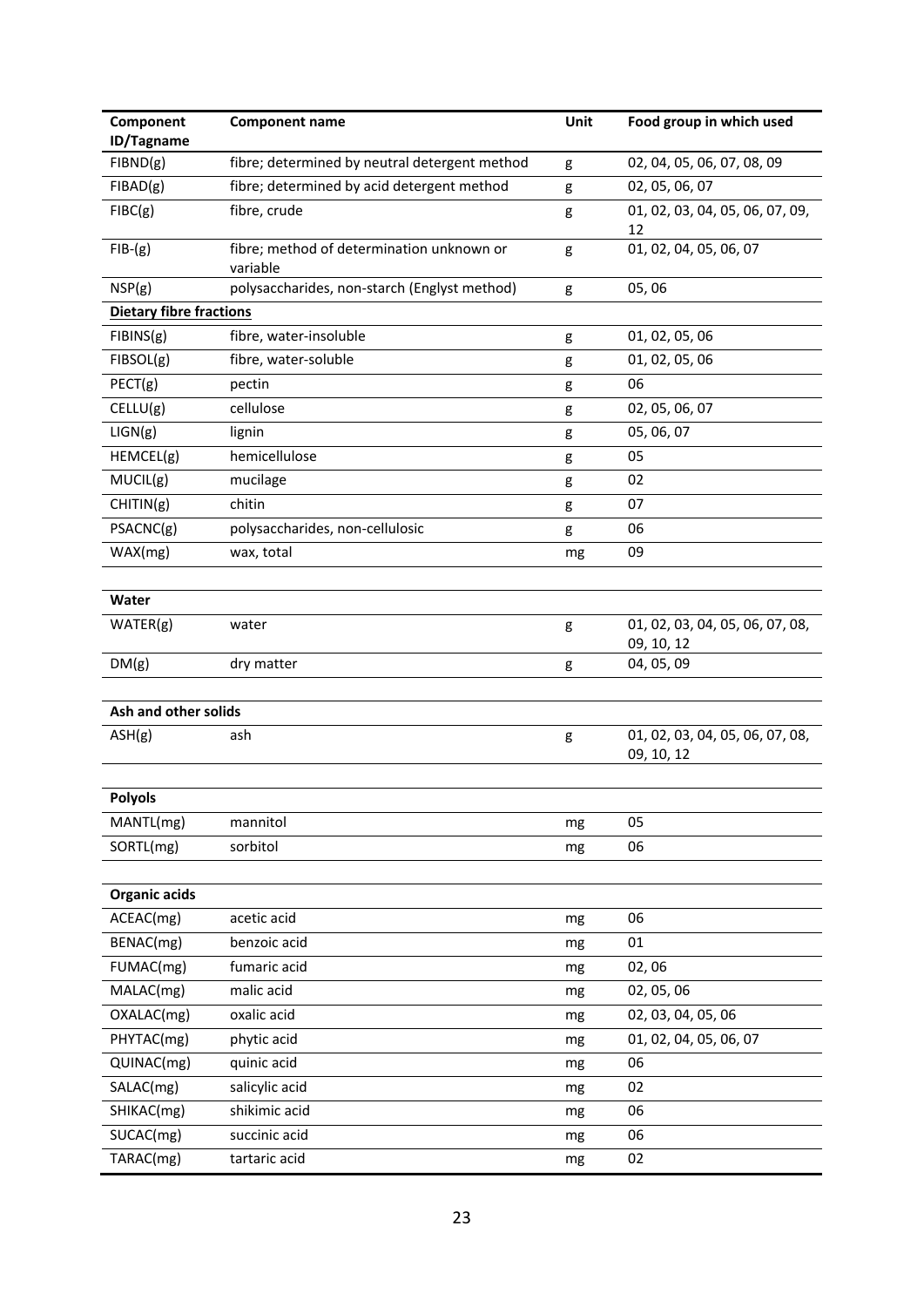| Component ID/Tagname | Component name | Unit | Food group in which used |
|---|---|---|---|
| FIBND(g) | fibre; determined by neutral detergent method | g | 02, 04, 05, 06, 07, 08, 09 |
| FIBAD(g) | fibre; determined by acid detergent method | g | 02, 05, 06, 07 |
| FIBC(g) | fibre, crude | g | 01, 02, 03, 04, 05, 06, 07, 09, 12 |
| FIB-(g) | fibre; method of determination unknown or variable | g | 01, 02, 04, 05, 06, 07 |
| NSP(g) | polysaccharides, non-starch (Englyst method) | g | 05, 06 |
| **Dietary fibre fractions** | | | |
| FIBINS(g) | fibre, water-insoluble | g | 01, 02, 05, 06 |
| FIBSOL(g) | fibre, water-soluble | g | 01, 02, 05, 06 |
| PECT(g) | pectin | g | 06 |
| CELLU(g) | cellulose | g | 02, 05, 06, 07 |
| LIGN(g) | lignin | g | 05, 06, 07 |
| HEMCEL(g) | hemicellulose | g | 05 |
| MUCIL(g) | mucilage | g | 02 |
| CHITIN(g) | chitin | g | 07 |
| PSACNC(g) | polysaccharides, non-cellulosic | g | 06 |
| WAX(mg) | wax, total | mg | 09 |
| | | | |
| **Water** | | | |
| WATER(g) | water | g | 01, 02, 03, 04, 05, 06, 07, 08, 09, 10, 12 |
| DM(g) | dry matter | g | 04, 05, 09 |
| | | | |
| **Ash and other solids** | | | |
| ASH(g) | ash | g | 01, 02, 03, 04, 05, 06, 07, 08, 09, 10, 12 |
| | | | |
| **Polyols** | | | |
| MANTL(mg) | mannitol | mg | 05 |
| SORTL(mg) | sorbitol | mg | 06 |
| | | | |
| **Organic acids** | | | |
| ACEAC(mg) | acetic acid | mg | 06 |
| BENAC(mg) | benzoic acid | mg | 01 |
| FUMAC(mg) | fumaric acid | mg | 02, 06 |
| MALAC(mg) | malic acid | mg | 02, 05, 06 |
| OXALAC(mg) | oxalic acid | mg | 02, 03, 04, 05, 06 |
| PHYTAC(mg) | phytic acid | mg | 01, 02, 04, 05, 06, 07 |
| QUINAC(mg) | quinic acid | mg | 06 |
| SALAC(mg) | salicylic acid | mg | 02 |
| SHIKAC(mg) | shikimic acid | mg | 06 |
| SUCAC(mg) | succinic acid | mg | 06 |
| TARAC(mg) | tartaric acid | mg | 02 |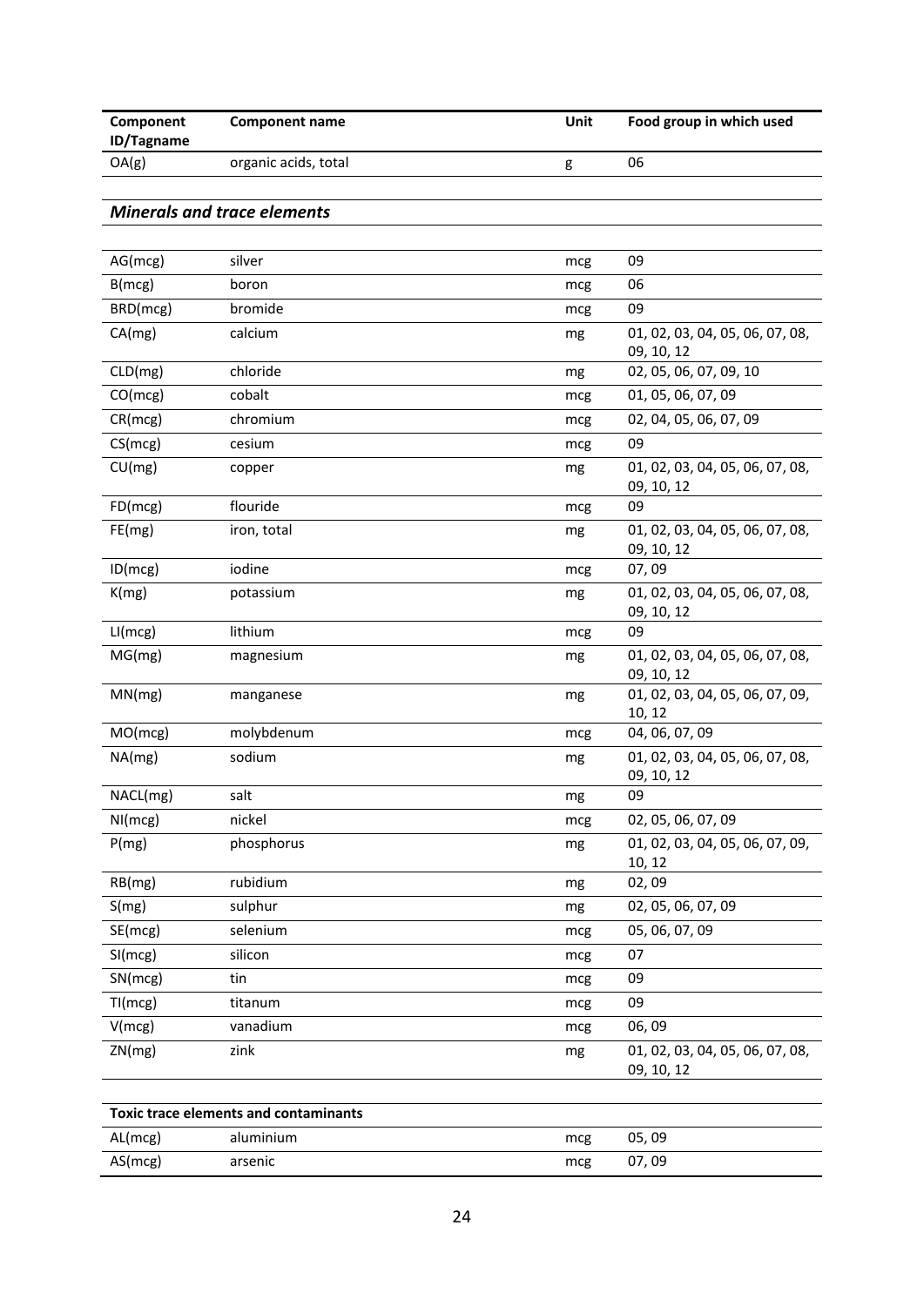| Component ID/Tagname | Component name | Unit | Food group in which used |
|---|---|---|---|
| OA(g) | organic acids, total | g | 06 |

### *Minerals and trace elements*

| Component ID/Tagname | Component name | Unit | Food group in which used |
|---|---|---|---|
| AG(mcg) | silver | mcg | 09 |
| B(mcg) | boron | mcg | 06 |
| BRD(mcg) | bromide | mcg | 09 |
| CA(mg) | calcium | mg | 01, 02, 03, 04, 05, 06, 07, 08, 09, 10, 12 |
| CLD(mg) | chloride | mg | 02, 05, 06, 07, 09, 10 |
| CO(mcg) | cobalt | mcg | 01, 05, 06, 07, 09 |
| CR(mcg) | chromium | mcg | 02, 04, 05, 06, 07, 09 |
| CS(mcg) | cesium | mcg | 09 |
| CU(mg) | copper | mg | 01, 02, 03, 04, 05, 06, 07, 08, 09, 10, 12 |
| FD(mcg) | flouride | mcg | 09 |
| FE(mg) | iron, total | mg | 01, 02, 03, 04, 05, 06, 07, 08, 09, 10, 12 |
| ID(mcg) | iodine | mcg | 07, 09 |
| K(mg) | potassium | mg | 01, 02, 03, 04, 05, 06, 07, 08, 09, 10, 12 |
| LI(mcg) | lithium | mcg | 09 |
| MG(mg) | magnesium | mg | 01, 02, 03, 04, 05, 06, 07, 08, 09, 10, 12 |
| MN(mg) | manganese | mg | 01, 02, 03, 04, 05, 06, 07, 09, 10, 12 |
| MO(mcg) | molybdenum | mcg | 04, 06, 07, 09 |
| NA(mg) | sodium | mg | 01, 02, 03, 04, 05, 06, 07, 08, 09, 10, 12 |
| NACL(mg) | salt | mg | 09 |
| NI(mcg) | nickel | mcg | 02, 05, 06, 07, 09 |
| P(mg) | phosphorus | mg | 01, 02, 03, 04, 05, 06, 07, 09, 10, 12 |
| RB(mg) | rubidium | mg | 02, 09 |
| S(mg) | sulphur | mg | 02, 05, 06, 07, 09 |
| SE(mcg) | selenium | mcg | 05, 06, 07, 09 |
| SI(mcg) | silicon | mcg | 07 |
| SN(mcg) | tin | mcg | 09 |
| TI(mcg) | titanum | mcg | 09 |
| V(mcg) | vanadium | mcg | 06, 09 |
| ZN(mg) | zink | mg | 01, 02, 03, 04, 05, 06, 07, 08, 09, 10, 12 |

**Toxic trace elements and contaminants**

| Component ID/Tagname | Component name | Unit | Food group in which used |
|---|---|---|---|
| AL(mcg) | aluminium | mcg | 05, 09 |
| AS(mcg) | arsenic | mcg | 07, 09 |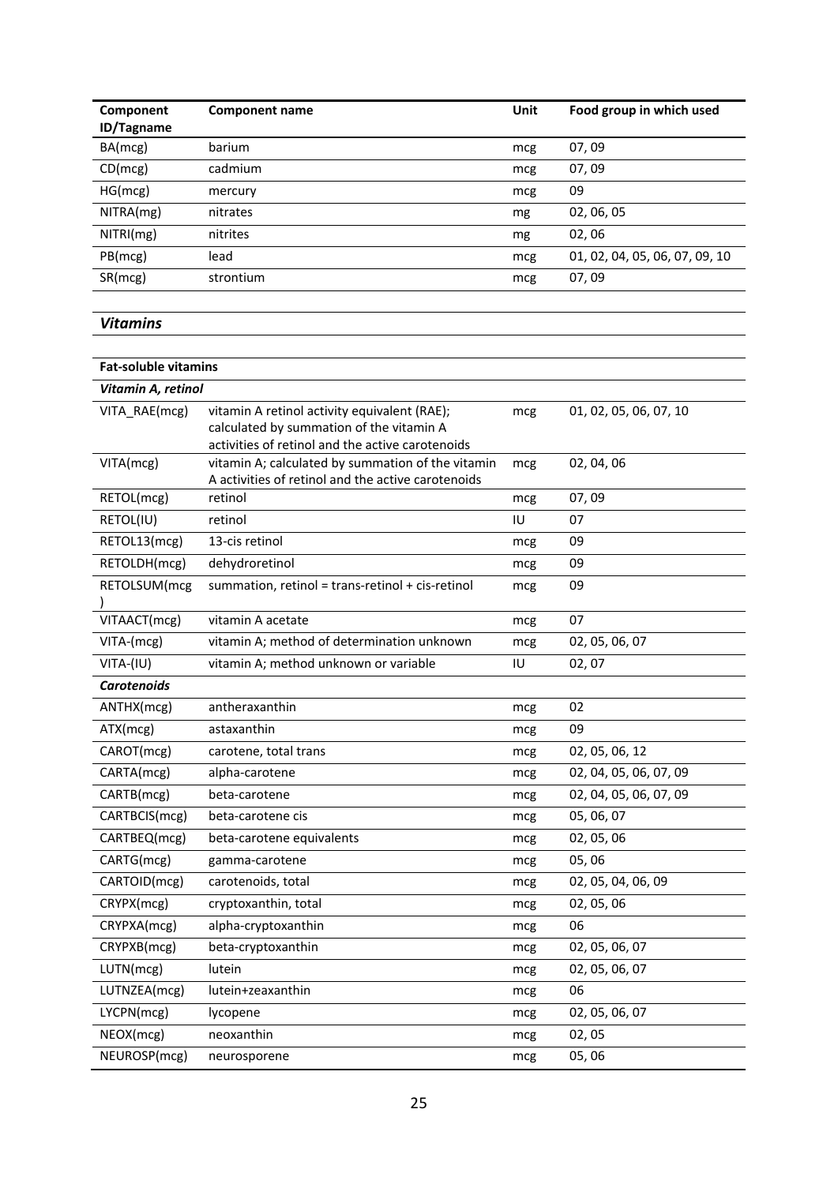| Component ID/Tagname | Component name | Unit | Food group in which used |
|---|---|---|---|
| BA(mcg) | barium | mcg | 07, 09 |
| CD(mcg) | cadmium | mcg | 07, 09 |
| HG(mcg) | mercury | mcg | 09 |
| NITRA(mg) | nitrates | mg | 02, 06, 05 |
| NITRI(mg) | nitrites | mg | 02, 06 |
| PB(mcg) | lead | mcg | 01, 02, 04, 05, 06, 07, 09, 10 |
| SR(mcg) | strontium | mcg | 07, 09 |

## *Vitamins*

| **Fat-soluble vitamins** | | | |
|---|---|---|---|
| ***Vitamin A, retinol*** | | | |
| VITA_RAE(mcg) | vitamin A retinol activity equivalent (RAE); calculated by summation of the vitamin A activities of retinol and the active carotenoids | mcg | 01, 02, 05, 06, 07, 10 |
| VITA(mcg) | vitamin A; calculated by summation of the vitamin A activities of retinol and the active carotenoids | mcg | 02, 04, 06 |
| RETOL(mcg) | retinol | mcg | 07, 09 |
| RETOL(IU) | retinol | IU | 07 |
| RETOL13(mcg) | 13-cis retinol | mcg | 09 |
| RETOLDH(mcg) | dehydroretinol | mcg | 09 |
| RETOLSUM(mcg) | summation, retinol = trans-retinol + cis-retinol | mcg | 09 |
| VITAACT(mcg) | vitamin A acetate | mcg | 07 |
| VITA-(mcg) | vitamin A; method of determination unknown | mcg | 02, 05, 06, 07 |
| VITA-(IU) | vitamin A; method unknown or variable | IU | 02, 07 |
| ***Carotenoids*** | | | |
| ANTHX(mcg) | antheraxanthin | mcg | 02 |
| ATX(mcg) | astaxanthin | mcg | 09 |
| CAROT(mcg) | carotene, total trans | mcg | 02, 05, 06, 12 |
| CARTA(mcg) | alpha-carotene | mcg | 02, 04, 05, 06, 07, 09 |
| CARTB(mcg) | beta-carotene | mcg | 02, 04, 05, 06, 07, 09 |
| CARTBCIS(mcg) | beta-carotene cis | mcg | 05, 06, 07 |
| CARTBEQ(mcg) | beta-carotene equivalents | mcg | 02, 05, 06 |
| CARTG(mcg) | gamma-carotene | mcg | 05, 06 |
| CARTOID(mcg) | carotenoids, total | mcg | 02, 05, 04, 06, 09 |
| CRYPX(mcg) | cryptoxanthin, total | mcg | 02, 05, 06 |
| CRYPXA(mcg) | alpha-cryptoxanthin | mcg | 06 |
| CRYPXB(mcg) | beta-cryptoxanthin | mcg | 02, 05, 06, 07 |
| LUTN(mcg) | lutein | mcg | 02, 05, 06, 07 |
| LUTNZEA(mcg) | lutein+zeaxanthin | mcg | 06 |
| LYCPN(mcg) | lycopene | mcg | 02, 05, 06, 07 |
| NEOX(mcg) | neoxanthin | mcg | 02, 05 |
| NEUROSP(mcg) | neurosporene | mcg | 05, 06 |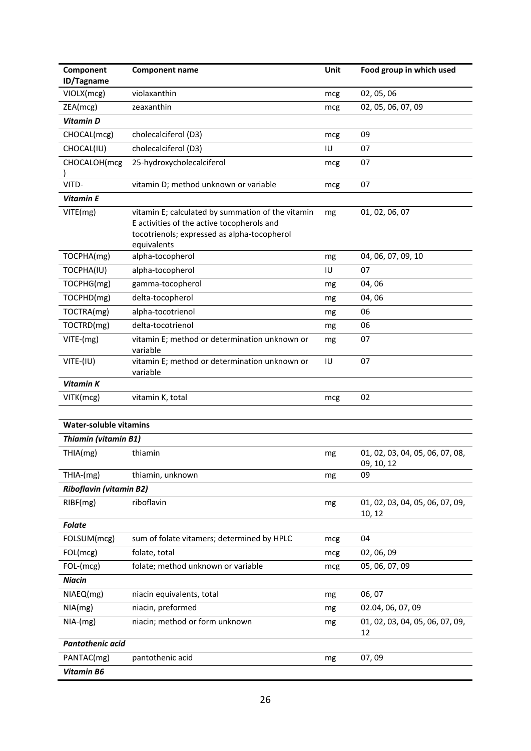| Component ID/Tagname | Component name | Unit | Food group in which used |
|---|---|---|---|
| VIOLX(mcg) | violaxanthin | mcg | 02, 05, 06 |
| ZEA(mcg) | zeaxanthin | mcg | 02, 05, 06, 07, 09 |
| ***Vitamin D*** | | | |
| CHOCAL(mcg) | cholecalciferol (D3) | mcg | 09 |
| CHOCAL(IU) | cholecalciferol (D3) | IU | 07 |
| CHOCALOH(mcg) | 25-hydroxycholecalciferol | mcg | 07 |
| VITD- | vitamin D; method unknown or variable | mcg | 07 |
| ***Vitamin E*** | | | |
| VITE(mg) | vitamin E; calculated by summation of the vitamin E activities of the active tocopherols and tocotrienols; expressed as alpha-tocopherol equivalents | mg | 01, 02, 06, 07 |
| TOCPHA(mg) | alpha-tocopherol | mg | 04, 06, 07, 09, 10 |
| TOCPHA(IU) | alpha-tocopherol | IU | 07 |
| TOCPHG(mg) | gamma-tocopherol | mg | 04, 06 |
| TOCPHD(mg) | delta-tocopherol | mg | 04, 06 |
| TOCTRA(mg) | alpha-tocotrienol | mg | 06 |
| TOCTRD(mg) | delta-tocotrienol | mg | 06 |
| VITE-(mg) | vitamin E; method or determination unknown or variable | mg | 07 |
| VITE-(IU) | vitamin E; method or determination unknown or variable | IU | 07 |
| ***Vitamin K*** | | | |
| VITK(mcg) | vitamin K, total | mcg | 02 |
| | | | |
| **Water-soluble vitamins** | | | |
| ***Thiamin (vitamin B1)*** | | | |
| THIA(mg) | thiamin | mg | 01, 02, 03, 04, 05, 06, 07, 08, 09, 10, 12 |
| THIA-(mg) | thiamin, unknown | mg | 09 |
| ***Riboflavin (vitamin B2)*** | | | |
| RIBF(mg) | riboflavin | mg | 01, 02, 03, 04, 05, 06, 07, 09, 10, 12 |
| ***Folate*** | | | |
| FOLSUM(mcg) | sum of folate vitamers; determined by HPLC | mcg | 04 |
| FOL(mcg) | folate, total | mcg | 02, 06, 09 |
| FOL-(mcg) | folate; method unknown or variable | mcg | 05, 06, 07, 09 |
| ***Niacin*** | | | |
| NIAEQ(mg) | niacin equivalents, total | mg | 06, 07 |
| NIA(mg) | niacin, preformed | mg | 02.04, 06, 07, 09 |
| NIA-(mg) | niacin; method or form unknown | mg | 01, 02, 03, 04, 05, 06, 07, 09, 12 |
| ***Pantothenic acid*** | | | |
| PANTAC(mg) | pantothenic acid | mg | 07, 09 |
| ***Vitamin B6*** | | | |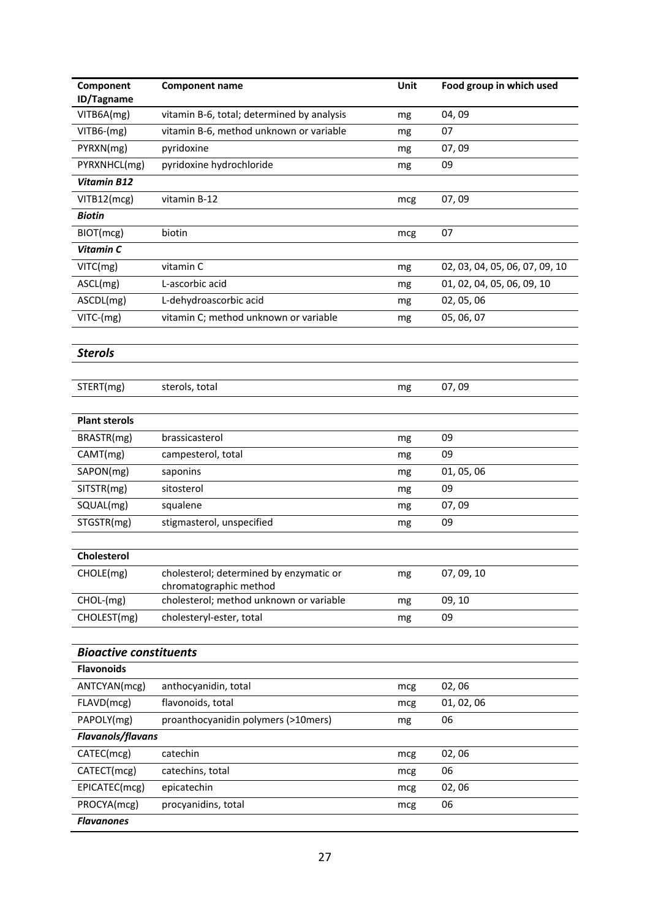| Component ID/Tagname | Component name | Unit | Food group in which used |
|---|---|---|---|
| VITB6A(mg) | vitamin B-6, total; determined by analysis | mg | 04, 09 |
| VITB6-(mg) | vitamin B-6, method unknown or variable | mg | 07 |
| PYRXN(mg) | pyridoxine | mg | 07, 09 |
| PYRXNHCL(mg) | pyridoxine hydrochloride | mg | 09 |
| ***Vitamin B12*** | | | |
| VITB12(mcg) | vitamin B-12 | mcg | 07, 09 |
| ***Biotin*** | | | |
| BIOT(mcg) | biotin | mcg | 07 |
| ***Vitamin C*** | | | |
| VITC(mg) | vitamin C | mg | 02, 03, 04, 05, 06, 07, 09, 10 |
| ASCL(mg) | L-ascorbic acid | mg | 01, 02, 04, 05, 06, 09, 10 |
| ASCDL(mg) | L-dehydroascorbic acid | mg | 02, 05, 06 |
| VITC-(mg) | vitamin C; method unknown or variable | mg | 05, 06, 07 |
| | | | |
| ***Sterols*** | | | |
| | | | |
| STERT(mg) | sterols, total | mg | 07, 09 |
| | | | |
| **Plant sterols** | | | |
| BRASTR(mg) | brassicasterol | mg | 09 |
| CAMT(mg) | campesterol, total | mg | 09 |
| SAPON(mg) | saponins | mg | 01, 05, 06 |
| SITSTR(mg) | sitosterol | mg | 09 |
| SQUAL(mg) | squalene | mg | 07, 09 |
| STGSTR(mg) | stigmasterol, unspecified | mg | 09 |
| | | | |
| **Cholesterol** | | | |
| CHOLE(mg) | cholesterol; determined by enzymatic or chromatographic method | mg | 07, 09, 10 |
| CHOL-(mg) | cholesterol; method unknown or variable | mg | 09, 10 |
| CHOLEST(mg) | cholesteryl-ester, total | mg | 09 |
| | | | |
| ***Bioactive constituents*** | | | |
| **Flavonoids** | | | |
| ANTCYAN(mcg) | anthocyanidin, total | mcg | 02, 06 |
| FLAVD(mcg) | flavonoids, total | mcg | 01, 02, 06 |
| PAPOLY(mg) | proanthocyanidin polymers (>10mers) | mg | 06 |
| ***Flavanols/flavans*** | | | |
| CATEC(mcg) | catechin | mcg | 02, 06 |
| CATECT(mcg) | catechins, total | mcg | 06 |
| EPICATEC(mcg) | epicatechin | mcg | 02, 06 |
| PROCYA(mcg) | procyanidins, total | mcg | 06 |
| ***Flavanones*** | | | |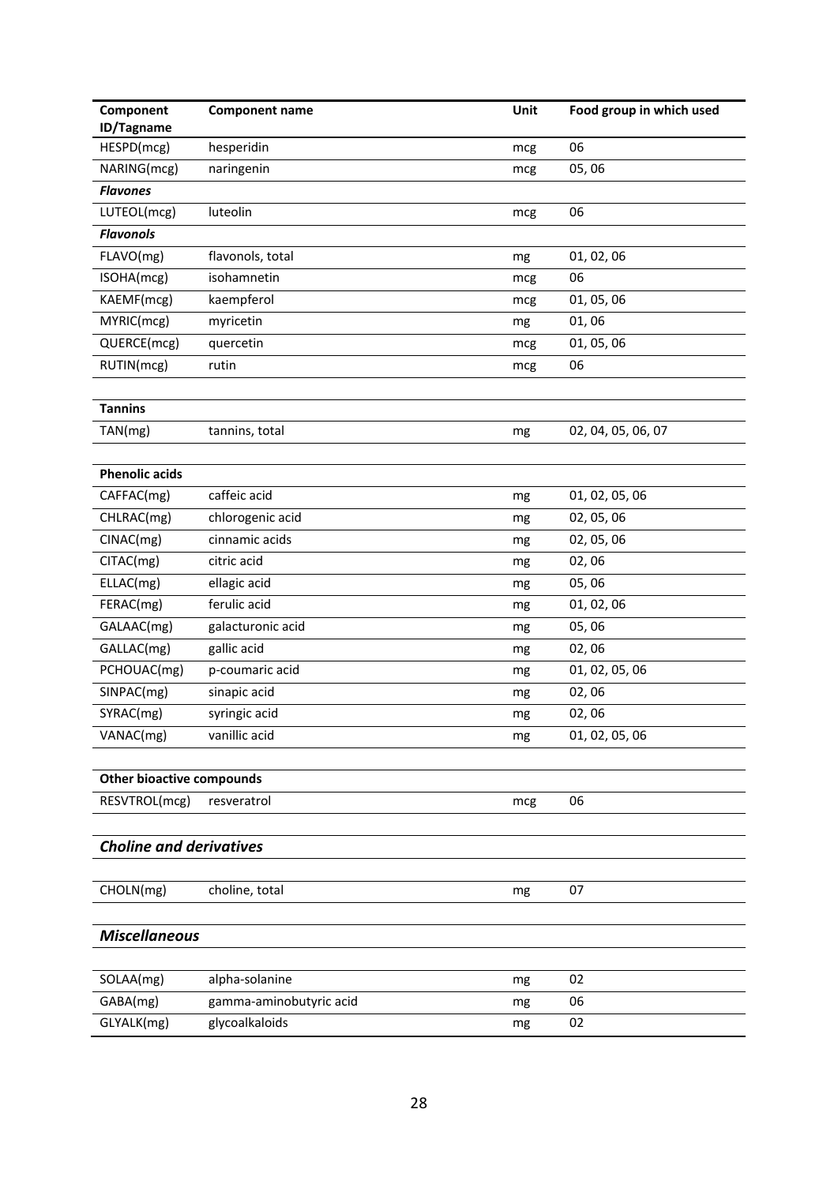| Component ID/Tagname | Component name | Unit | Food group in which used |
|---|---|---|---|
| HESPD(mcg) | hesperidin | mcg | 06 |
| NARING(mcg) | naringenin | mcg | 05, 06 |
| ***Flavones*** | | | |
| LUTEOL(mcg) | luteolin | mcg | 06 |
| ***Flavonols*** | | | |
| FLAVO(mg) | flavonols, total | mg | 01, 02, 06 |
| ISOHA(mcg) | isohamnetin | mcg | 06 |
| KAEMF(mcg) | kaempferol | mcg | 01, 05, 06 |
| MYRIC(mcg) | myricetin | mg | 01, 06 |
| QUERCE(mcg) | quercetin | mcg | 01, 05, 06 |
| RUTIN(mcg) | rutin | mcg | 06 |
| | | | |
| **Tannins** | | | |
| TAN(mg) | tannins, total | mg | 02, 04, 05, 06, 07 |
| | | | |
| **Phenolic acids** | | | |
| CAFFAC(mg) | caffeic acid | mg | 01, 02, 05, 06 |
| CHLRAC(mg) | chlorogenic acid | mg | 02, 05, 06 |
| CINAC(mg) | cinnamic acids | mg | 02, 05, 06 |
| CITAC(mg) | citric acid | mg | 02, 06 |
| ELLAC(mg) | ellagic acid | mg | 05, 06 |
| FERAC(mg) | ferulic acid | mg | 01, 02, 06 |
| GALAAC(mg) | galacturonic acid | mg | 05, 06 |
| GALLAC(mg) | gallic acid | mg | 02, 06 |
| PCHOUAC(mg) | p-coumaric acid | mg | 01, 02, 05, 06 |
| SINPAC(mg) | sinapic acid | mg | 02, 06 |
| SYRAC(mg) | syringic acid | mg | 02, 06 |
| VANAC(mg) | vanillic acid | mg | 01, 02, 05, 06 |
| | | | |
| **Other bioactive compounds** | | | |
| RESVTROL(mcg) | resveratrol | mcg | 06 |
| | | | |
| ***Choline and derivatives*** | | | |
| | | | |
| CHOLN(mg) | choline, total | mg | 07 |
| | | | |
| ***Miscellaneous*** | | | |
| | | | |
| SOLAA(mg) | alpha-solanine | mg | 02 |
| GABA(mg) | gamma-aminobutyric acid | mg | 06 |
| GLYALK(mg) | glycoalkaloids | mg | 02 |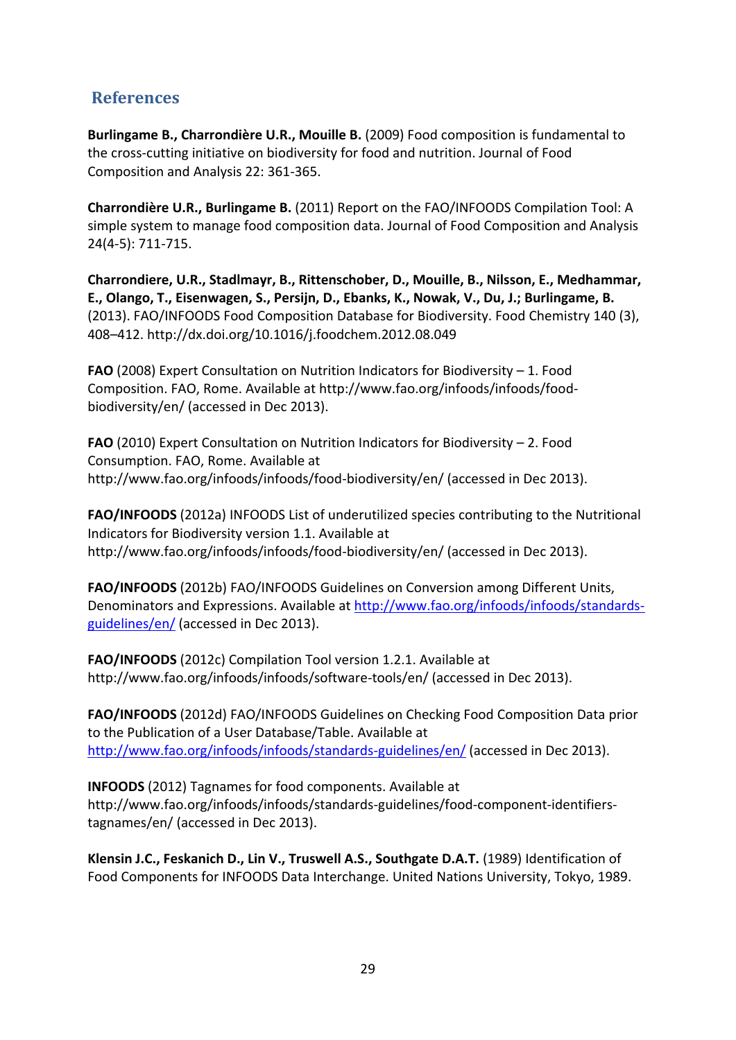## References

**Burlingame B., Charrondière U.R., Mouille B.** (2009) Food composition is fundamental to the cross-cutting initiative on biodiversity for food and nutrition. Journal of Food Composition and Analysis 22: 361-365.

**Charrondière U.R., Burlingame B.** (2011) Report on the FAO/INFOODS Compilation Tool: A simple system to manage food composition data. Journal of Food Composition and Analysis 24(4-5): 711-715.

**Charrondiere, U.R., Stadlmayr, B., Rittenschober, D., Mouille, B., Nilsson, E., Medhammar, E., Olango, T., Eisenwagen, S., Persijn, D., Ebanks, K., Nowak, V., Du, J.; Burlingame, B.** (2013). FAO/INFOODS Food Composition Database for Biodiversity. Food Chemistry 140 (3), 408–412. http://dx.doi.org/10.1016/j.foodchem.2012.08.049

**FAO** (2008) Expert Consultation on Nutrition Indicators for Biodiversity – 1. Food Composition. FAO, Rome. Available at http://www.fao.org/infoods/infoods/food-biodiversity/en/ (accessed in Dec 2013).

**FAO** (2010) Expert Consultation on Nutrition Indicators for Biodiversity – 2. Food Consumption. FAO, Rome. Available at http://www.fao.org/infoods/infoods/food-biodiversity/en/ (accessed in Dec 2013).

**FAO/INFOODS** (2012a) INFOODS List of underutilized species contributing to the Nutritional Indicators for Biodiversity version 1.1. Available at http://www.fao.org/infoods/infoods/food-biodiversity/en/ (accessed in Dec 2013).

**FAO/INFOODS** (2012b) FAO/INFOODS Guidelines on Conversion among Different Units, Denominators and Expressions. Available at http://www.fao.org/infoods/infoods/standards-guidelines/en/ (accessed in Dec 2013).

**FAO/INFOODS** (2012c) Compilation Tool version 1.2.1. Available at http://www.fao.org/infoods/infoods/software-tools/en/ (accessed in Dec 2013).

**FAO/INFOODS** (2012d) FAO/INFOODS Guidelines on Checking Food Composition Data prior to the Publication of a User Database/Table. Available at http://www.fao.org/infoods/infoods/standards-guidelines/en/ (accessed in Dec 2013).

**INFOODS** (2012) Tagnames for food components. Available at http://www.fao.org/infoods/infoods/standards-guidelines/food-component-identifiers-tagnames/en/ (accessed in Dec 2013).

**Klensin J.C., Feskanich D., Lin V., Truswell A.S., Southgate D.A.T.** (1989) Identification of Food Components for INFOODS Data Interchange. United Nations University, Tokyo, 1989.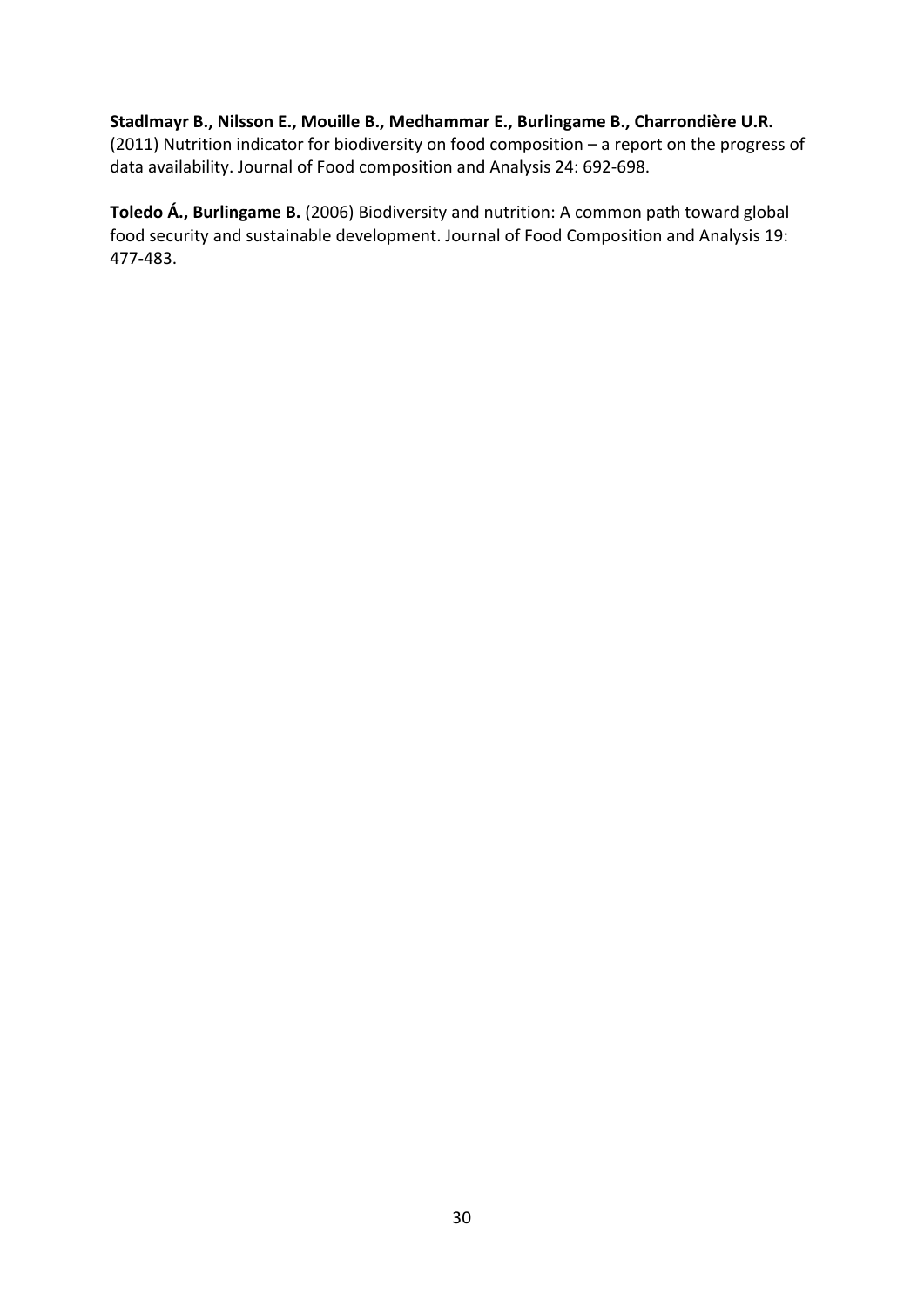**Stadlmayr B., Nilsson E., Mouille B., Medhammar E., Burlingame B., Charrondière U.R.** (2011) Nutrition indicator for biodiversity on food composition – a report on the progress of data availability. Journal of Food composition and Analysis 24: 692-698.

**Toledo Á., Burlingame B.** (2006) Biodiversity and nutrition: A common path toward global food security and sustainable development. Journal of Food Composition and Analysis 19: 477-483.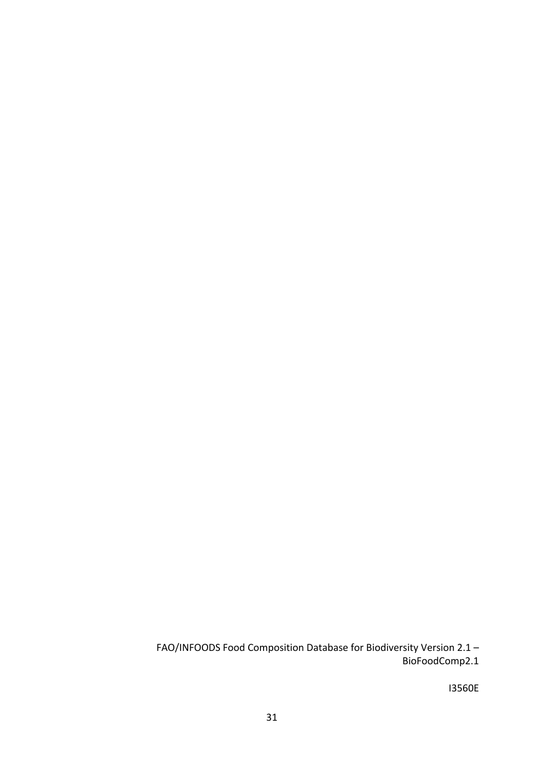FAO/INFOODS Food Composition Database for Biodiversity Version 2.1 – BioFoodComp2.1

I3560E